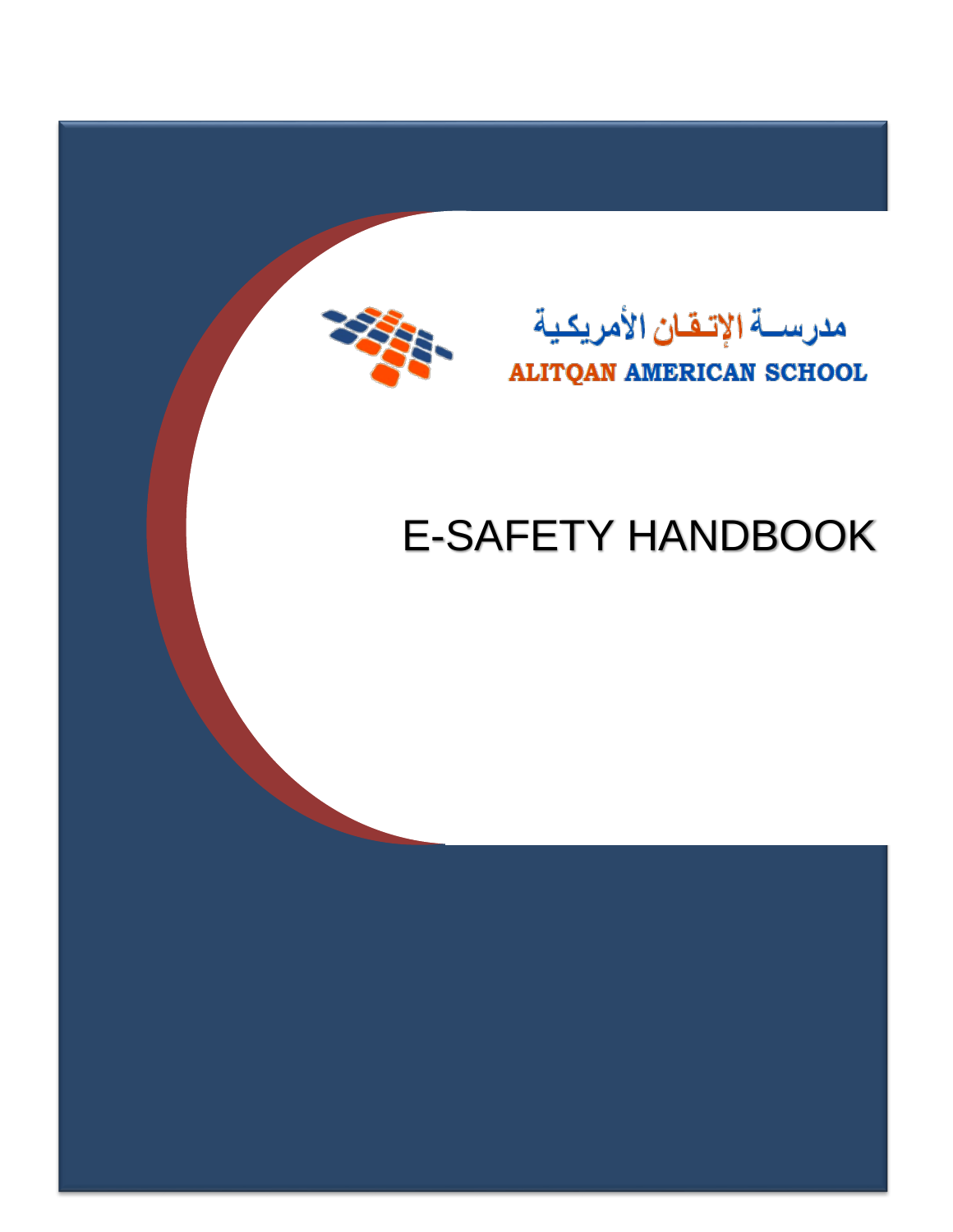مدرسة الإتقان الأمريكية

ALITQAN AMERICAN SCHOOL

# E-SAFETY HANDBOOK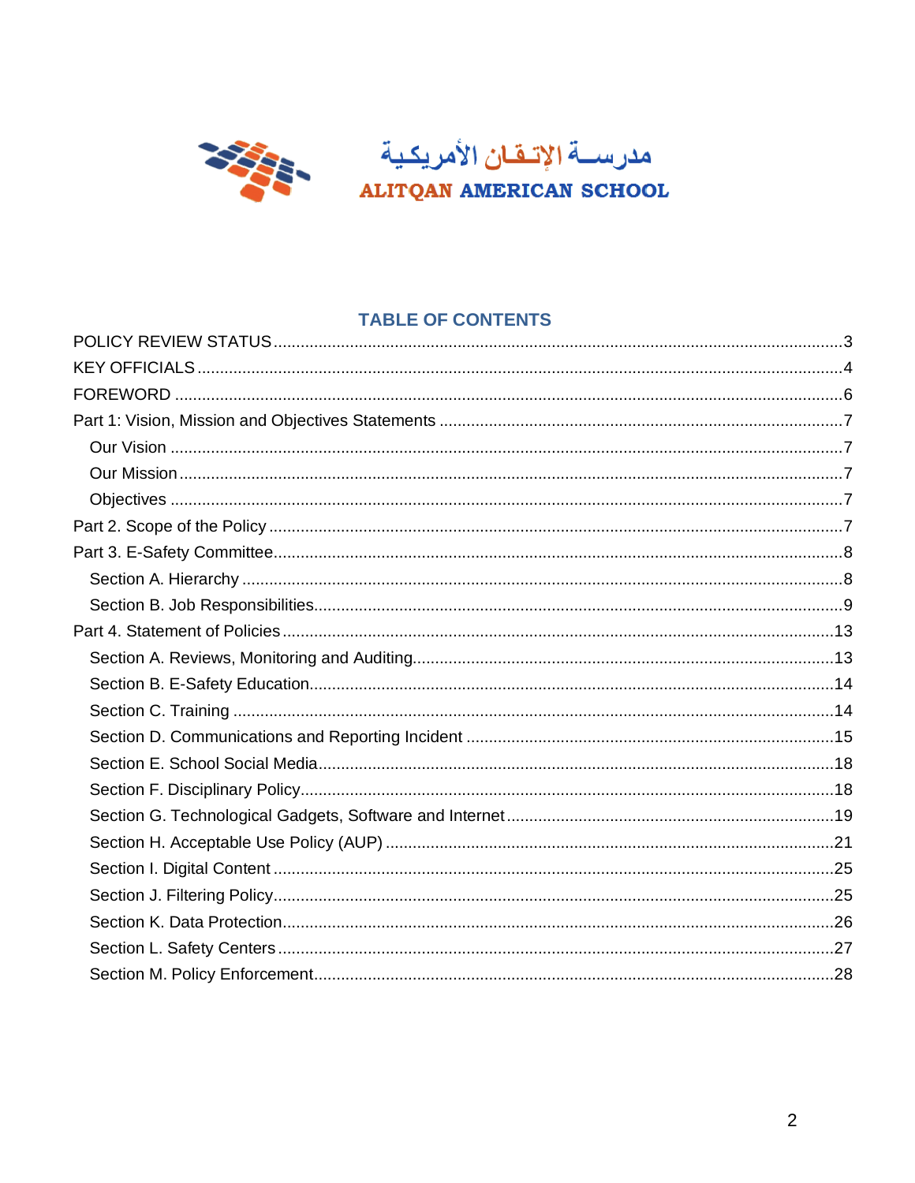مدرسة الإتقان الأمريكية

ALITQAN AMERICAN SCHOOL

## TABLE OF CONTENTS

POLICY REVIEW STATUS ........................................ 3
KEY OFFICIALS ........................................ 4
FOREWORD ........................................ 6
Part 1: Vision, Mission and Objectives Statements ........................................ 7
  Our Vision ........................................ 7
  Our Mission ........................................ 7
  Objectives ........................................ 7
Part 2. Scope of the Policy ........................................ 7
Part 3. E-Safety Committee ........................................ 8
  Section A. Hierarchy ........................................ 8
  Section B. Job Responsibilities ........................................ 9
Part 4. Statement of Policies ........................................ 13
  Section A. Reviews, Monitoring and Auditing ........................................ 13
  Section B. E-Safety Education ........................................ 14
  Section C. Training ........................................ 14
  Section D. Communications and Reporting Incident ........................................ 15
  Section E. School Social Media ........................................ 18
  Section F. Disciplinary Policy ........................................ 18
  Section G. Technological Gadgets, Software and Internet ........................................ 19
  Section H. Acceptable Use Policy (AUP) ........................................ 21
  Section I. Digital Content ........................................ 25
  Section J. Filtering Policy ........................................ 25
  Section K. Data Protection ........................................ 26
  Section L. Safety Centers ........................................ 27
  Section M. Policy Enforcement ........................................ 28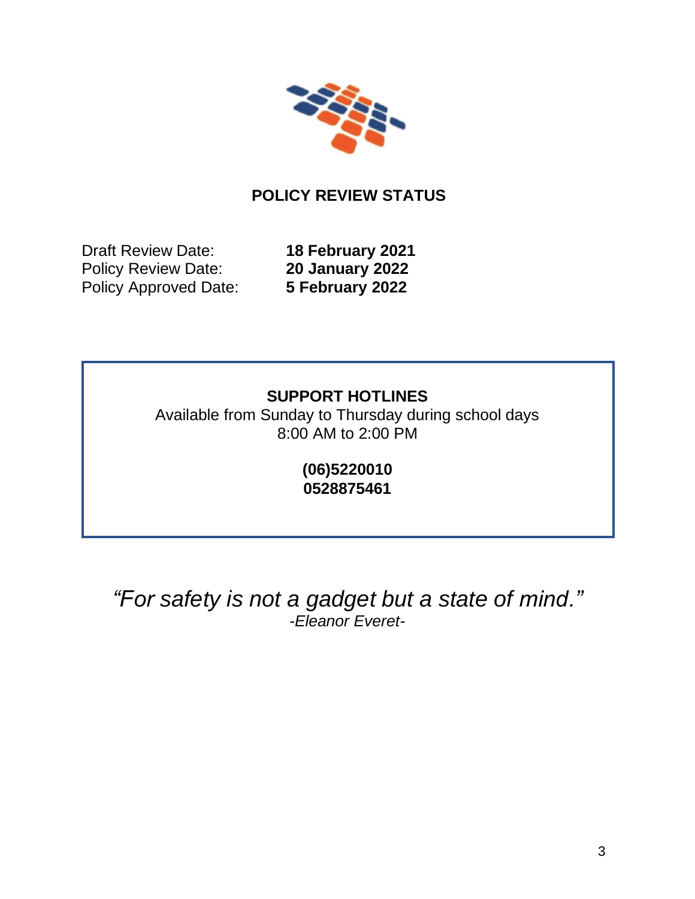## POLICY REVIEW STATUS

Draft Review Date: **18 February 2021**
Policy Review Date: **20 January 2022**
Policy Approved Date: **5 February 2022**

**SUPPORT HOTLINES**

Available from Sunday to Thursday during school days
8:00 AM to 2:00 PM

**(06)5220010**
**0528875461**

*"For safety is not a gadget but a state of mind."*
*-Eleanor Everet-*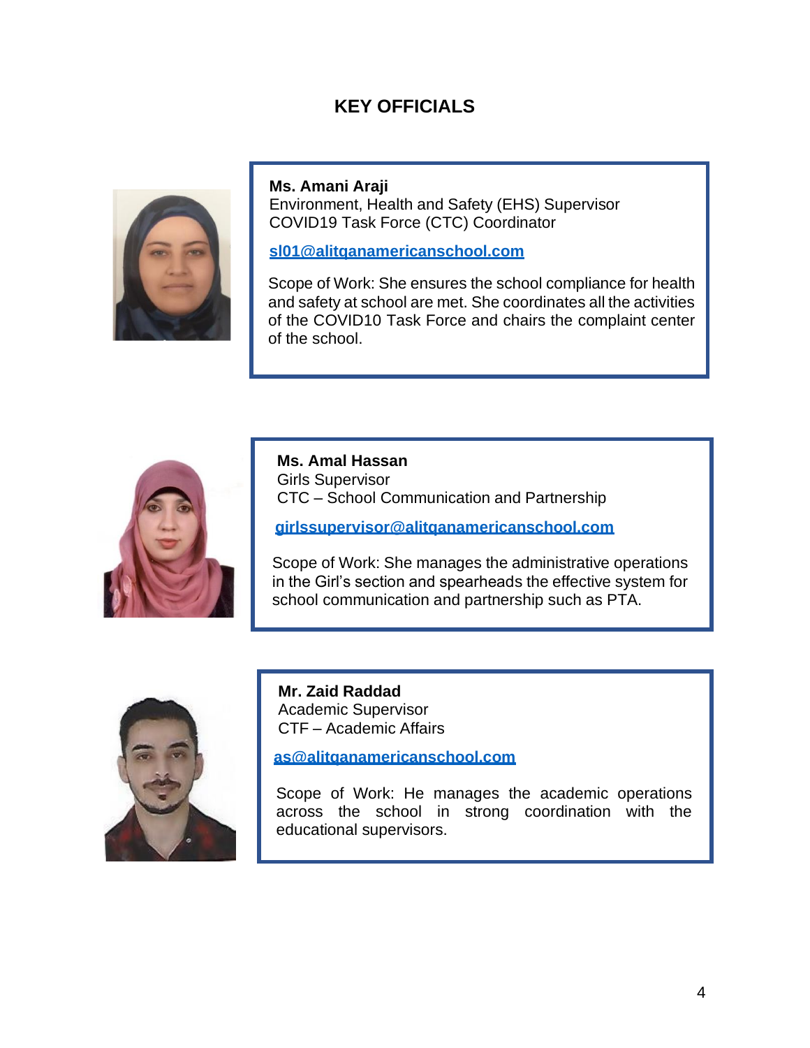# KEY OFFICIALS

**Ms. Amani Araji**
Environment, Health and Safety (EHS) Supervisor
COVID19 Task Force (CTC) Coordinator

[sl01@alitqanamericanschool.com](mailto:sl01@alitqanamericanschool.com)

Scope of Work: She ensures the school compliance for health and safety at school are met. She coordinates all the activities of the COVID10 Task Force and chairs the complaint center of the school.

**Ms. Amal Hassan**
Girls Supervisor
CTC – School Communication and Partnership

[girlssupervisor@alitqanamericanschool.com](mailto:girlssupervisor@alitqanamericanschool.com)

Scope of Work: She manages the administrative operations in the Girl's section and spearheads the effective system for school communication and partnership such as PTA.

**Mr. Zaid Raddad**
Academic Supervisor
CTF – Academic Affairs

[as@alitqanamericanschool.com](mailto:as@alitqanamericanschool.com)

Scope of Work: He manages the academic operations across the school in strong coordination with the educational supervisors.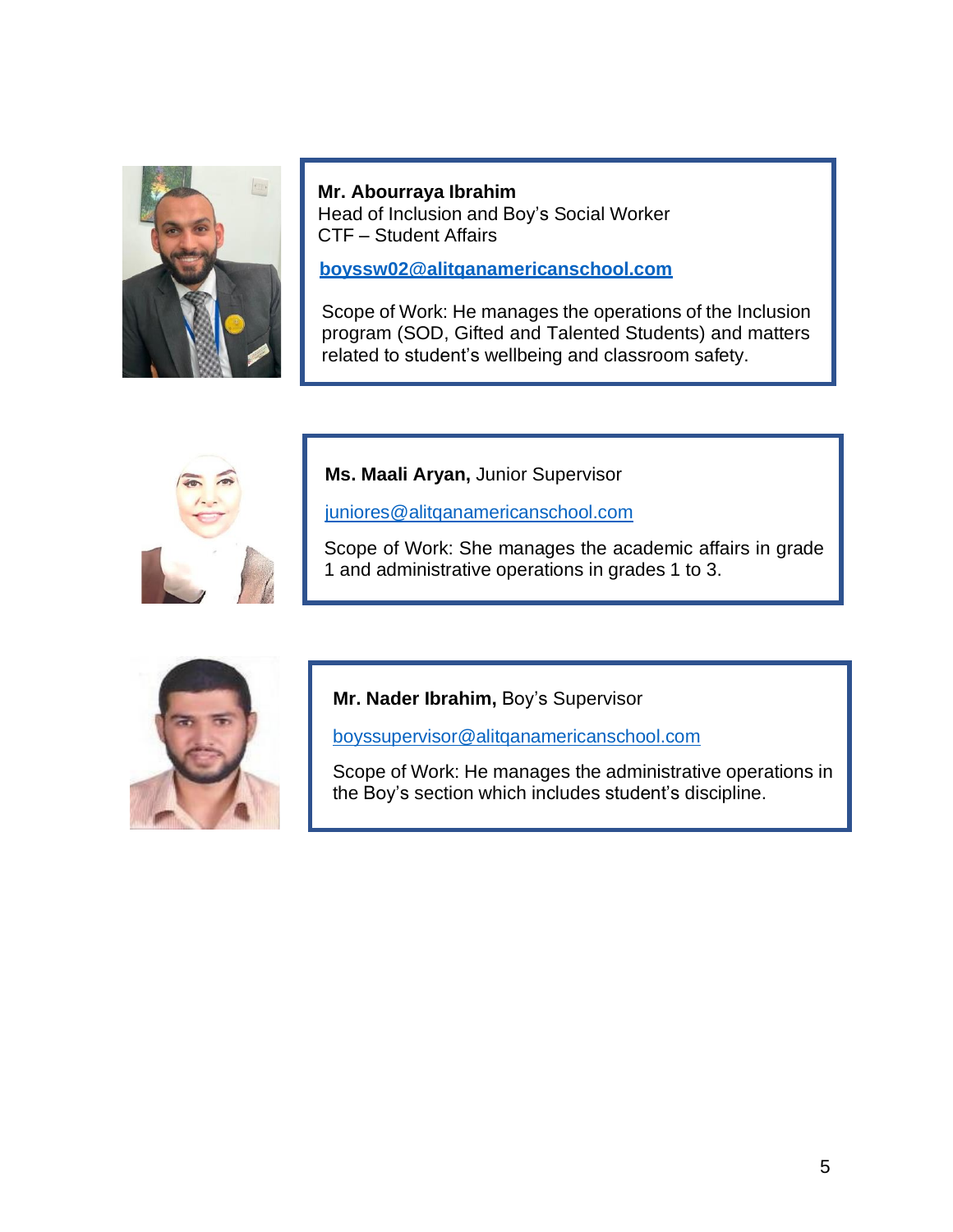**Mr. Abourraya Ibrahim**
Head of Inclusion and Boy's Social Worker
CTF – Student Affairs

**boyssw02@alitqanamericanschool.com**

Scope of Work: He manages the operations of the Inclusion program (SOD, Gifted and Talented Students) and matters related to student's wellbeing and classroom safety.

**Ms. Maali Aryan,** Junior Supervisor

juniores@alitqanamericanschool.com

Scope of Work: She manages the academic affairs in grade 1 and administrative operations in grades 1 to 3.

**Mr. Nader Ibrahim,** Boy's Supervisor

boyssupervisor@alitqanamericanschool.com

Scope of Work: He manages the administrative operations in the Boy's section which includes student's discipline.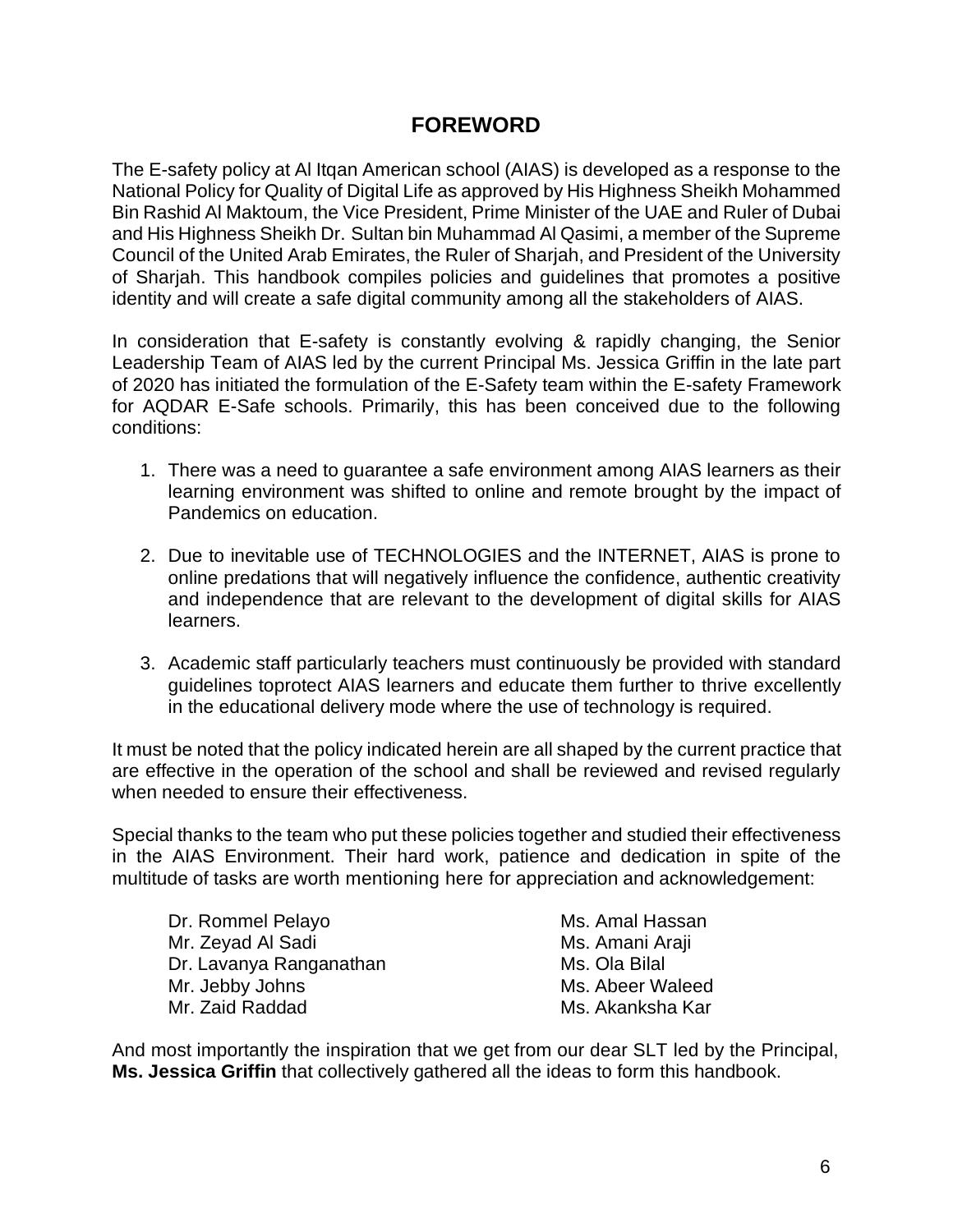# FOREWORD

The E-safety policy at Al Itqan American school (AIAS) is developed as a response to the National Policy for Quality of Digital Life as approved by His Highness Sheikh Mohammed Bin Rashid Al Maktoum, the Vice President, Prime Minister of the UAE and Ruler of Dubai and His Highness Sheikh Dr. Sultan bin Muhammad Al Qasimi, a member of the Supreme Council of the United Arab Emirates, the Ruler of Sharjah, and President of the University of Sharjah. This handbook compiles policies and guidelines that promotes a positive identity and will create a safe digital community among all the stakeholders of AIAS.

In consideration that E-safety is constantly evolving & rapidly changing, the Senior Leadership Team of AIAS led by the current Principal Ms. Jessica Griffin in the late part of 2020 has initiated the formulation of the E-Safety team within the E-safety Framework for AQDAR E-Safe schools. Primarily, this has been conceived due to the following conditions:

1. There was a need to guarantee a safe environment among AIAS learners as their learning environment was shifted to online and remote brought by the impact of Pandemics on education.

2. Due to inevitable use of TECHNOLOGIES and the INTERNET, AIAS is prone to online predations that will negatively influence the confidence, authentic creativity and independence that are relevant to the development of digital skills for AIAS learners.

3. Academic staff particularly teachers must continuously be provided with standard guidelines toprotect AIAS learners and educate them further to thrive excellently in the educational delivery mode where the use of technology is required.

It must be noted that the policy indicated herein are all shaped by the current practice that are effective in the operation of the school and shall be reviewed and revised regularly when needed to ensure their effectiveness.

Special thanks to the team who put these policies together and studied their effectiveness in the AIAS Environment. Their hard work, patience and dedication in spite of the multitude of tasks are worth mentioning here for appreciation and acknowledgement:

Dr. Rommel Pelayo
Mr. Zeyad Al Sadi
Dr. Lavanya Ranganathan
Mr. Jebby Johns
Mr. Zaid Raddad
Ms. Amal Hassan
Ms. Amani Araji
Ms. Ola Bilal
Ms. Abeer Waleed
Ms. Akanksha Kar

And most importantly the inspiration that we get from our dear SLT led by the Principal, **Ms. Jessica Griffin** that collectively gathered all the ideas to form this handbook.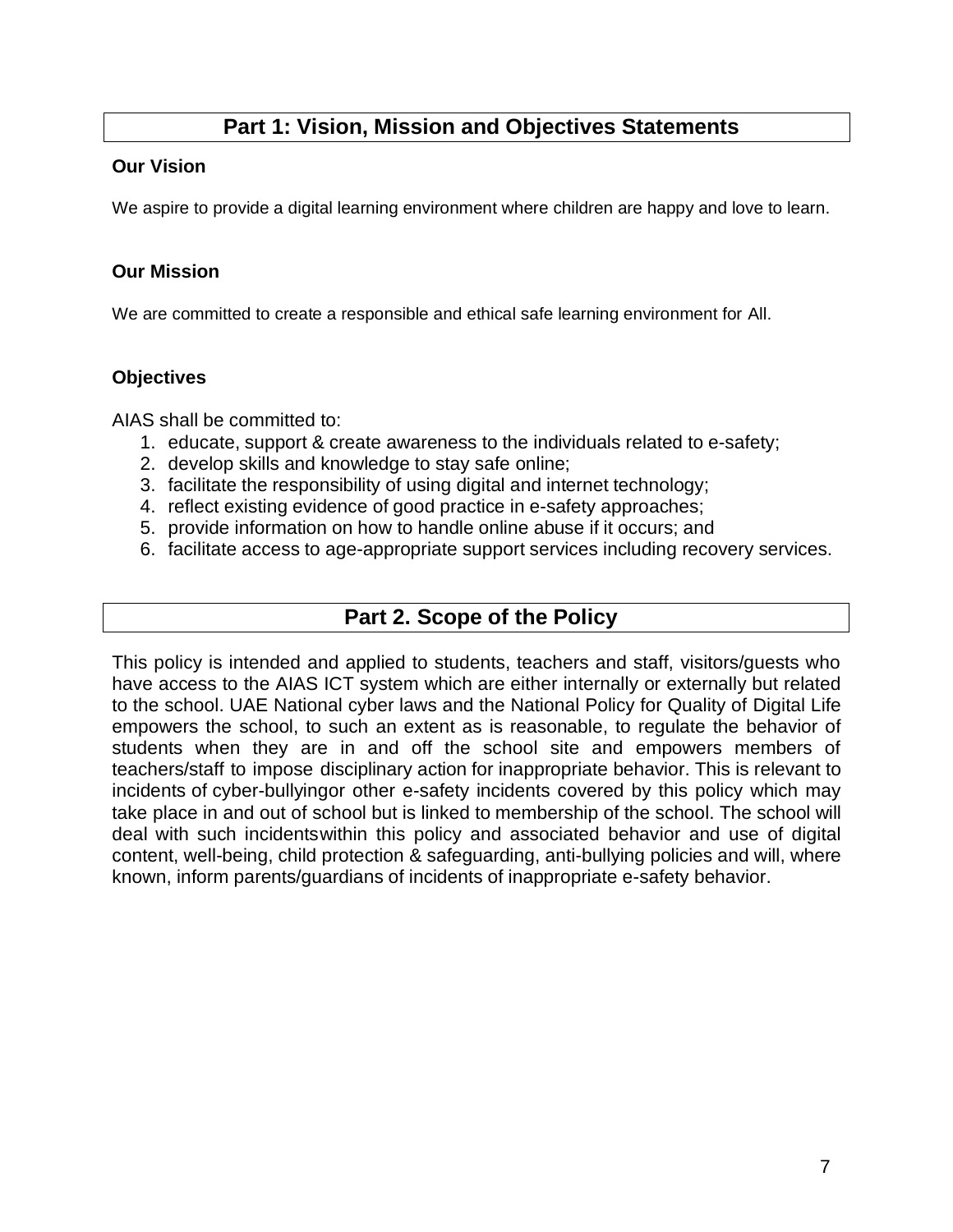## Part 1: Vision, Mission and Objectives Statements

### Our Vision

We aspire to provide a digital learning environment where children are happy and love to learn.

### Our Mission

We are committed to create a responsible and ethical safe learning environment for All.

### Objectives

AIAS shall be committed to:

1. educate, support & create awareness to the individuals related to e-safety;
2. develop skills and knowledge to stay safe online;
3. facilitate the responsibility of using digital and internet technology;
4. reflect existing evidence of good practice in e-safety approaches;
5. provide information on how to handle online abuse if it occurs; and
6. facilitate access to age-appropriate support services including recovery services.

## Part 2. Scope of the Policy

This policy is intended and applied to students, teachers and staff, visitors/guests who have access to the AIAS ICT system which are either internally or externally but related to the school. UAE National cyber laws and the National Policy for Quality of Digital Life empowers the school, to such an extent as is reasonable, to regulate the behavior of students when they are in and off the school site and empowers members of teachers/staff to impose disciplinary action for inappropriate behavior. This is relevant to incidents of cyber-bullyingor other e-safety incidents covered by this policy which may take place in and out of school but is linked to membership of the school. The school will deal with such incidentswithin this policy and associated behavior and use of digital content, well-being, child protection & safeguarding, anti-bullying policies and will, where known, inform parents/guardians of incidents of inappropriate e-safety behavior.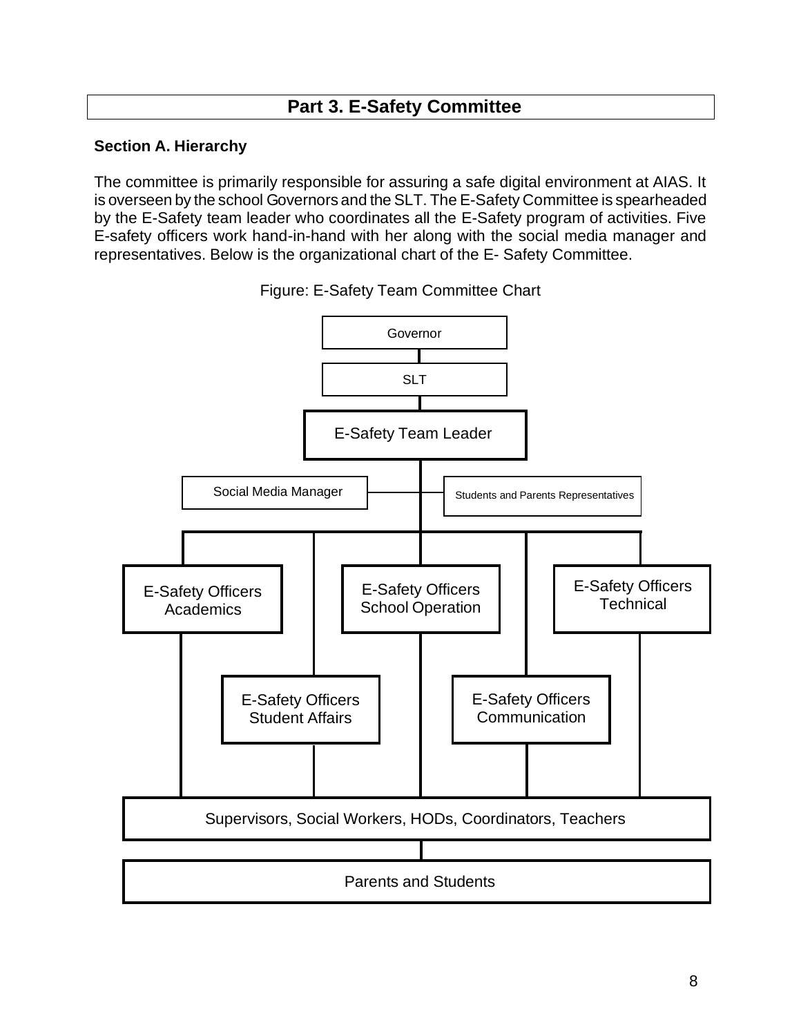## Part 3. E-Safety Committee

### Section A. Hierarchy

The committee is primarily responsible for assuring a safe digital environment at AIAS. It is overseen by the school Governors and the SLT. The E-Safety Committee is spearheaded by the E-Safety team leader who coordinates all the E-Safety program of activities. Five E-safety officers work hand-in-hand with her along with the social media manager and representatives. Below is the organizational chart of the E- Safety Committee.

Figure: E-Safety Team Committee Chart

- Governor
  - SLT
    - E-Safety Team Leader
      - Social Media Manager
      - Students and Parents Representatives
      - E-Safety Officers Academics
      - E-Safety Officers Student Affairs
      - E-Safety Officers School Operation
      - E-Safety Officers Communication
      - E-Safety Officers Technical
        - Supervisors, Social Workers, HODs, Coordinators, Teachers
          - Parents and Students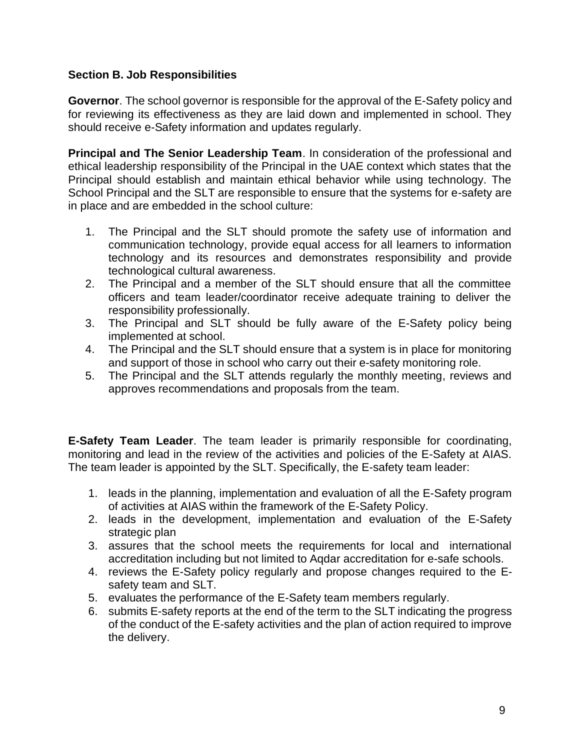### Section B. Job Responsibilities

**Governor**. The school governor is responsible for the approval of the E-Safety policy and for reviewing its effectiveness as they are laid down and implemented in school. They should receive e-Safety information and updates regularly.

**Principal and The Senior Leadership Team**. In consideration of the professional and ethical leadership responsibility of the Principal in the UAE context which states that the Principal should establish and maintain ethical behavior while using technology. The School Principal and the SLT are responsible to ensure that the systems for e-safety are in place and are embedded in the school culture:

1. The Principal and the SLT should promote the safety use of information and communication technology, provide equal access for all learners to information technology and its resources and demonstrates responsibility and provide technological cultural awareness.
2. The Principal and a member of the SLT should ensure that all the committee officers and team leader/coordinator receive adequate training to deliver the responsibility professionally.
3. The Principal and SLT should be fully aware of the E-Safety policy being implemented at school.
4. The Principal and the SLT should ensure that a system is in place for monitoring and support of those in school who carry out their e-safety monitoring role.
5. The Principal and the SLT attends regularly the monthly meeting, reviews and approves recommendations and proposals from the team.

**E-Safety Team Leader**. The team leader is primarily responsible for coordinating, monitoring and lead in the review of the activities and policies of the E-Safety at AIAS. The team leader is appointed by the SLT. Specifically, the E-safety team leader:

1. leads in the planning, implementation and evaluation of all the E-Safety program of activities at AIAS within the framework of the E-Safety Policy.
2. leads in the development, implementation and evaluation of the E-Safety strategic plan
3. assures that the school meets the requirements for local and international accreditation including but not limited to Aqdar accreditation for e-safe schools.
4. reviews the E-Safety policy regularly and propose changes required to the E-safety team and SLT.
5. evaluates the performance of the E-Safety team members regularly.
6. submits E-safety reports at the end of the term to the SLT indicating the progress of the conduct of the E-safety activities and the plan of action required to improve the delivery.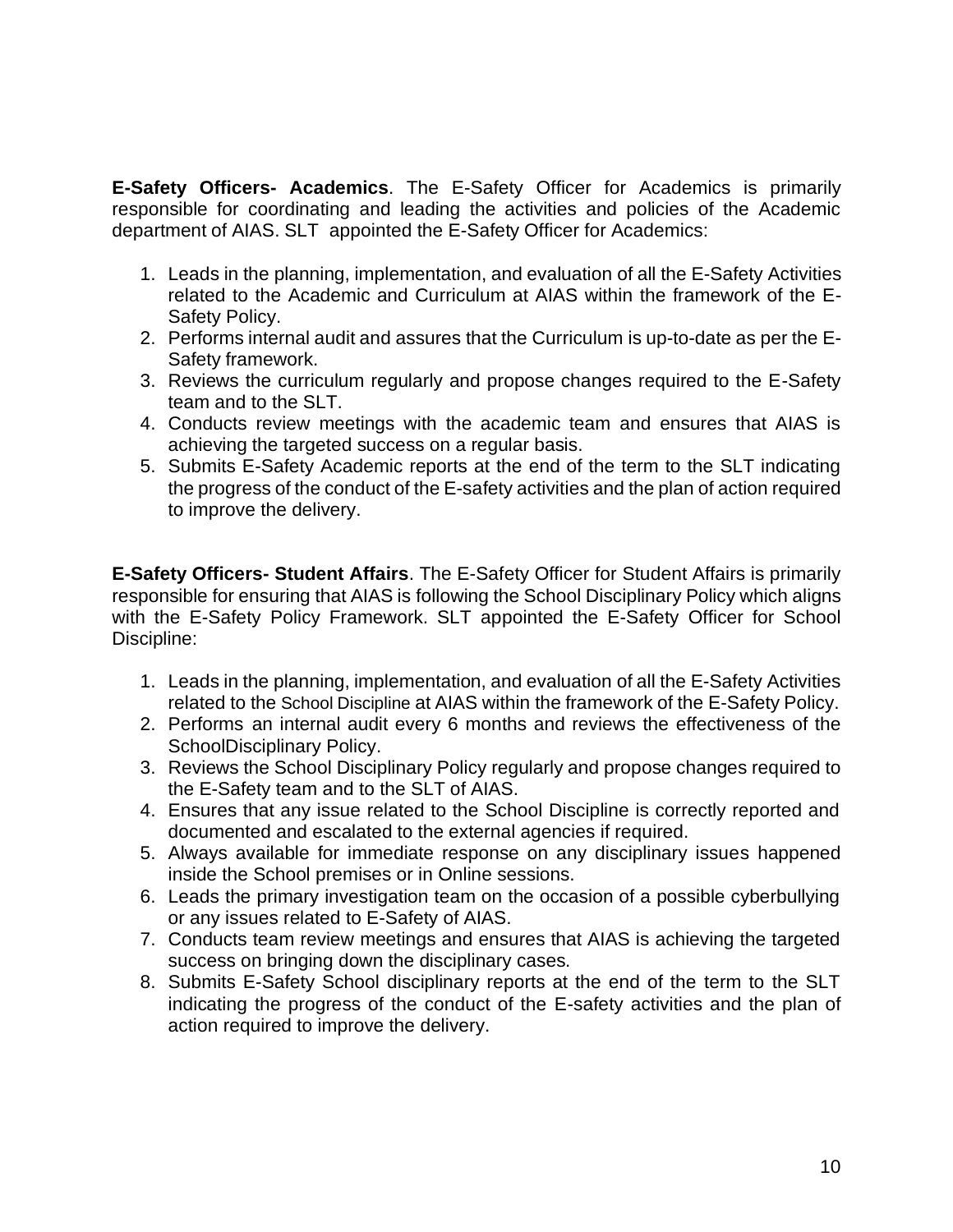**E-Safety Officers- Academics**. The E-Safety Officer for Academics is primarily responsible for coordinating and leading the activities and policies of the Academic department of AIAS. SLT appointed the E-Safety Officer for Academics:

1. Leads in the planning, implementation, and evaluation of all the E-Safety Activities related to the Academic and Curriculum at AIAS within the framework of the E-Safety Policy.
2. Performs internal audit and assures that the Curriculum is up-to-date as per the E-Safety framework.
3. Reviews the curriculum regularly and propose changes required to the E-Safety team and to the SLT.
4. Conducts review meetings with the academic team and ensures that AIAS is achieving the targeted success on a regular basis.
5. Submits E-Safety Academic reports at the end of the term to the SLT indicating the progress of the conduct of the E-safety activities and the plan of action required to improve the delivery.

**E-Safety Officers- Student Affairs**. The E-Safety Officer for Student Affairs is primarily responsible for ensuring that AIAS is following the School Disciplinary Policy which aligns with the E-Safety Policy Framework. SLT appointed the E-Safety Officer for School Discipline:

1. Leads in the planning, implementation, and evaluation of all the E-Safety Activities related to the School Discipline at AIAS within the framework of the E-Safety Policy.
2. Performs an internal audit every 6 months and reviews the effectiveness of the SchoolDisciplinary Policy.
3. Reviews the School Disciplinary Policy regularly and propose changes required to the E-Safety team and to the SLT of AIAS.
4. Ensures that any issue related to the School Discipline is correctly reported and documented and escalated to the external agencies if required.
5. Always available for immediate response on any disciplinary issues happened inside the School premises or in Online sessions.
6. Leads the primary investigation team on the occasion of a possible cyberbullying or any issues related to E-Safety of AIAS.
7. Conducts team review meetings and ensures that AIAS is achieving the targeted success on bringing down the disciplinary cases.
8. Submits E-Safety School disciplinary reports at the end of the term to the SLT indicating the progress of the conduct of the E-safety activities and the plan of action required to improve the delivery.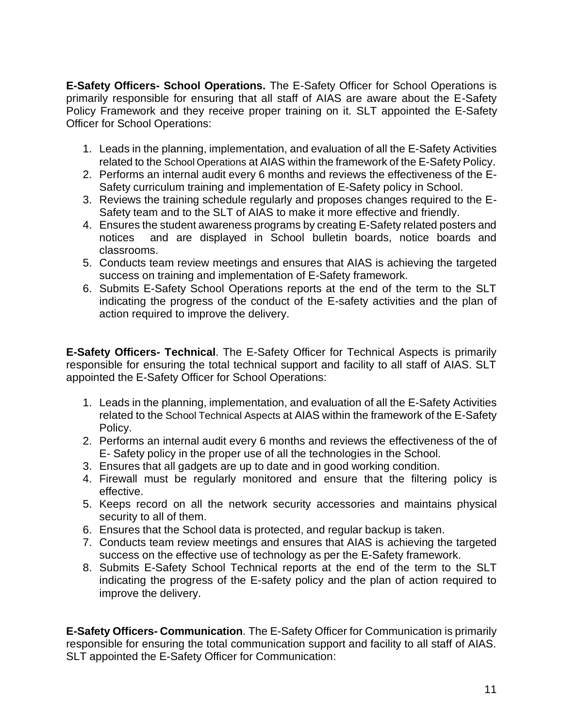**E-Safety Officers- School Operations.** The E-Safety Officer for School Operations is primarily responsible for ensuring that all staff of AIAS are aware about the E-Safety Policy Framework and they receive proper training on it. SLT appointed the E-Safety Officer for School Operations:

1. Leads in the planning, implementation, and evaluation of all the E-Safety Activities related to the School Operations at AIAS within the framework of the E-Safety Policy.
2. Performs an internal audit every 6 months and reviews the effectiveness of the E-Safety curriculum training and implementation of E-Safety policy in School.
3. Reviews the training schedule regularly and proposes changes required to the E-Safety team and to the SLT of AIAS to make it more effective and friendly.
4. Ensures the student awareness programs by creating E-Safety related posters and notices and are displayed in School bulletin boards, notice boards and classrooms.
5. Conducts team review meetings and ensures that AIAS is achieving the targeted success on training and implementation of E-Safety framework.
6. Submits E-Safety School Operations reports at the end of the term to the SLT indicating the progress of the conduct of the E-safety activities and the plan of action required to improve the delivery.

**E-Safety Officers- Technical**. The E-Safety Officer for Technical Aspects is primarily responsible for ensuring the total technical support and facility to all staff of AIAS. SLT appointed the E-Safety Officer for School Operations:

1. Leads in the planning, implementation, and evaluation of all the E-Safety Activities related to the School Technical Aspects at AIAS within the framework of the E-Safety Policy.
2. Performs an internal audit every 6 months and reviews the effectiveness of the of E- Safety policy in the proper use of all the technologies in the School.
3. Ensures that all gadgets are up to date and in good working condition.
4. Firewall must be regularly monitored and ensure that the filtering policy is effective.
5. Keeps record on all the network security accessories and maintains physical security to all of them.
6. Ensures that the School data is protected, and regular backup is taken.
7. Conducts team review meetings and ensures that AIAS is achieving the targeted success on the effective use of technology as per the E-Safety framework.
8. Submits E-Safety School Technical reports at the end of the term to the SLT indicating the progress of the E-safety policy and the plan of action required to improve the delivery.

**E-Safety Officers- Communication**. The E-Safety Officer for Communication is primarily responsible for ensuring the total communication support and facility to all staff of AIAS. SLT appointed the E-Safety Officer for Communication: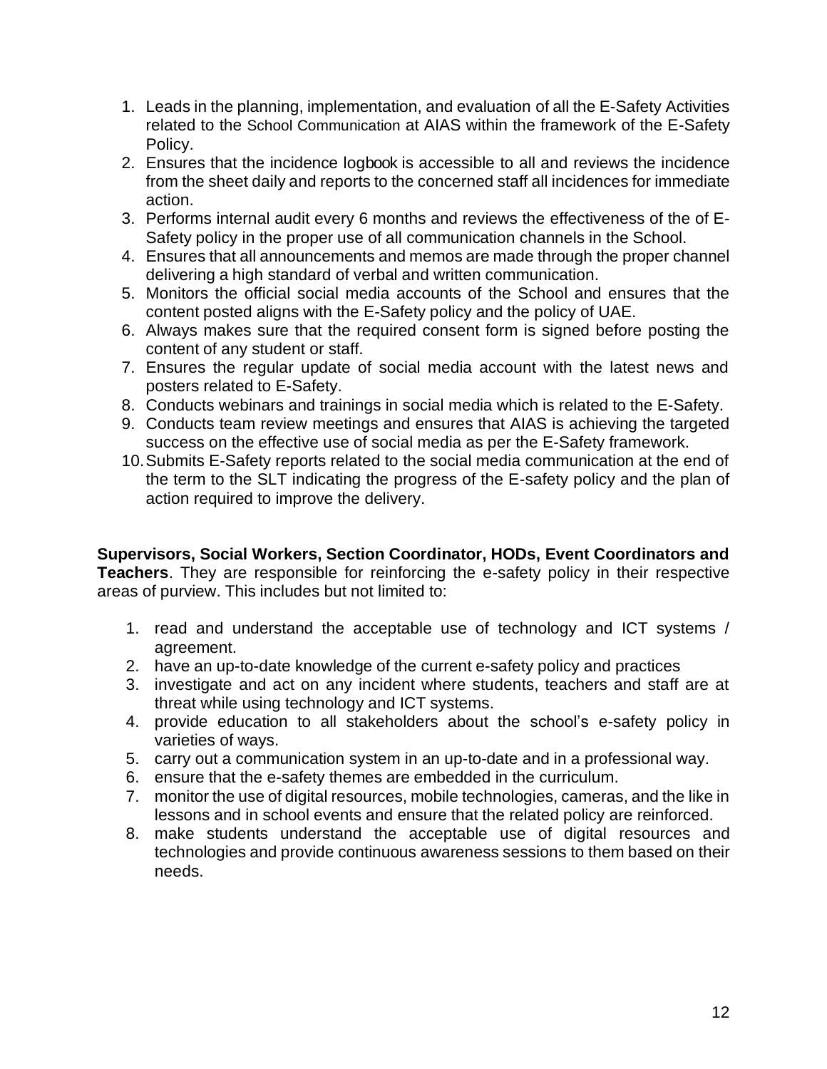1. Leads in the planning, implementation, and evaluation of all the E-Safety Activities related to the School Communication at AIAS within the framework of the E-Safety Policy.
2. Ensures that the incidence logbook is accessible to all and reviews the incidence from the sheet daily and reports to the concerned staff all incidences for immediate action.
3. Performs internal audit every 6 months and reviews the effectiveness of the of E-Safety policy in the proper use of all communication channels in the School.
4. Ensures that all announcements and memos are made through the proper channel delivering a high standard of verbal and written communication.
5. Monitors the official social media accounts of the School and ensures that the content posted aligns with the E-Safety policy and the policy of UAE.
6. Always makes sure that the required consent form is signed before posting the content of any student or staff.
7. Ensures the regular update of social media account with the latest news and posters related to E-Safety.
8. Conducts webinars and trainings in social media which is related to the E-Safety.
9. Conducts team review meetings and ensures that AIAS is achieving the targeted success on the effective use of social media as per the E-Safety framework.
10. Submits E-Safety reports related to the social media communication at the end of the term to the SLT indicating the progress of the E-safety policy and the plan of action required to improve the delivery.

**Supervisors, Social Workers, Section Coordinator, HODs, Event Coordinators and Teachers**. They are responsible for reinforcing the e-safety policy in their respective areas of purview. This includes but not limited to:

1. read and understand the acceptable use of technology and ICT systems / agreement.
2. have an up-to-date knowledge of the current e-safety policy and practices
3. investigate and act on any incident where students, teachers and staff are at threat while using technology and ICT systems.
4. provide education to all stakeholders about the school's e-safety policy in varieties of ways.
5. carry out a communication system in an up-to-date and in a professional way.
6. ensure that the e-safety themes are embedded in the curriculum.
7. monitor the use of digital resources, mobile technologies, cameras, and the like in lessons and in school events and ensure that the related policy are reinforced.
8. make students understand the acceptable use of digital resources and technologies and provide continuous awareness sessions to them based on their needs.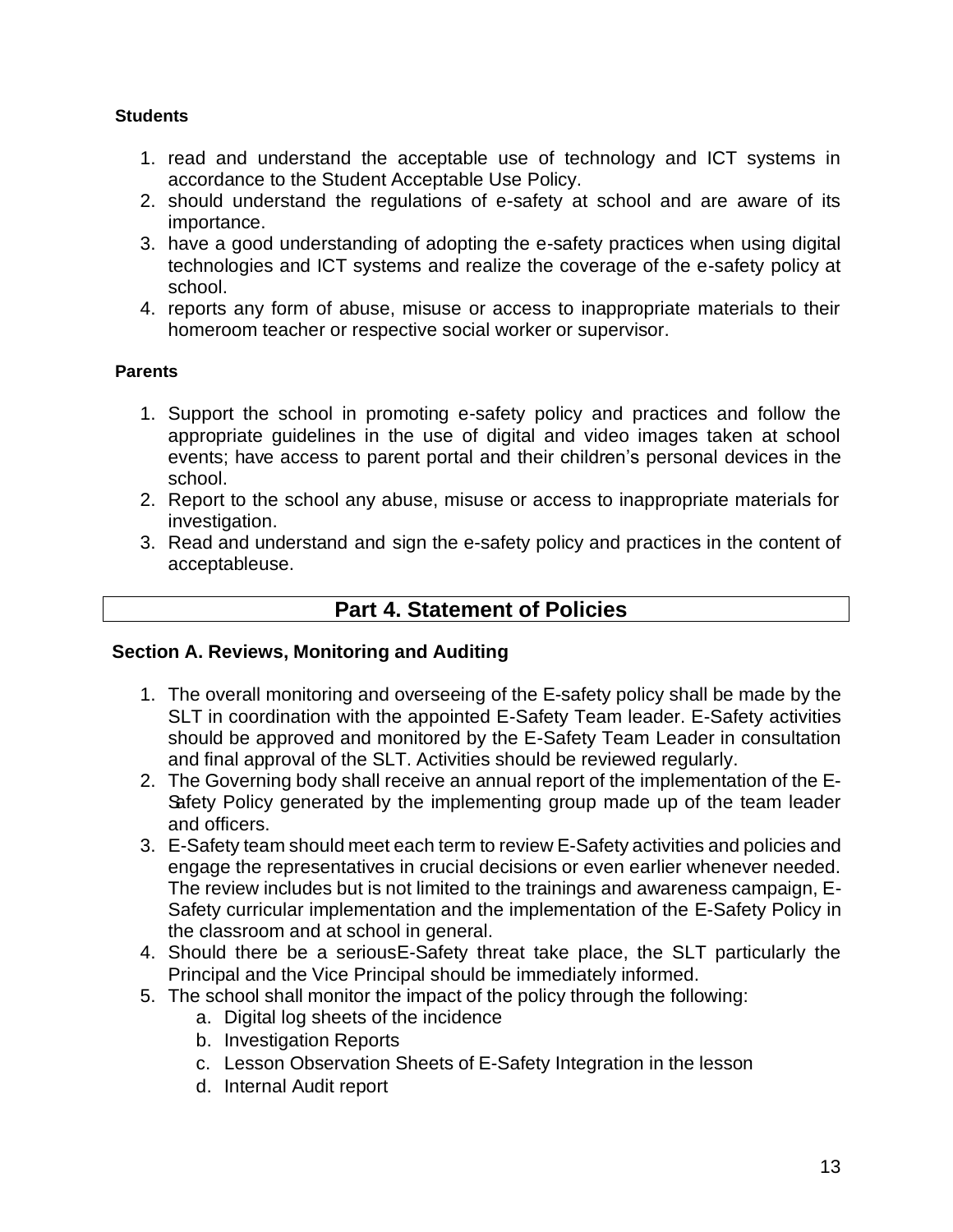**Students**

1. read and understand the acceptable use of technology and ICT systems in accordance to the Student Acceptable Use Policy.
2. should understand the regulations of e-safety at school and are aware of its importance.
3. have a good understanding of adopting the e-safety practices when using digital technologies and ICT systems and realize the coverage of the e-safety policy at school.
4. reports any form of abuse, misuse or access to inappropriate materials to their homeroom teacher or respective social worker or supervisor.

**Parents**

1. Support the school in promoting e-safety policy and practices and follow the appropriate guidelines in the use of digital and video images taken at school events; have access to parent portal and their children's personal devices in the school.
2. Report to the school any abuse, misuse or access to inappropriate materials for investigation.
3. Read and understand and sign the e-safety policy and practices in the content of acceptableuse.

## Part 4. Statement of Policies

### Section A. Reviews, Monitoring and Auditing

1. The overall monitoring and overseeing of the E-safety policy shall be made by the SLT in coordination with the appointed E-Safety Team leader. E-Safety activities should be approved and monitored by the E-Safety Team Leader in consultation and final approval of the SLT. Activities should be reviewed regularly.
2. The Governing body shall receive an annual report of the implementation of the E-Safety Policy generated by the implementing group made up of the team leader and officers.
3. E-Safety team should meet each term to review E-Safety activities and policies and engage the representatives in crucial decisions or even earlier whenever needed. The review includes but is not limited to the trainings and awareness campaign, E-Safety curricular implementation and the implementation of the E-Safety Policy in the classroom and at school in general.
4. Should there be a seriousE-Safety threat take place, the SLT particularly the Principal and the Vice Principal should be immediately informed.
5. The school shall monitor the impact of the policy through the following:
   a. Digital log sheets of the incidence
   b. Investigation Reports
   c. Lesson Observation Sheets of E-Safety Integration in the lesson
   d. Internal Audit report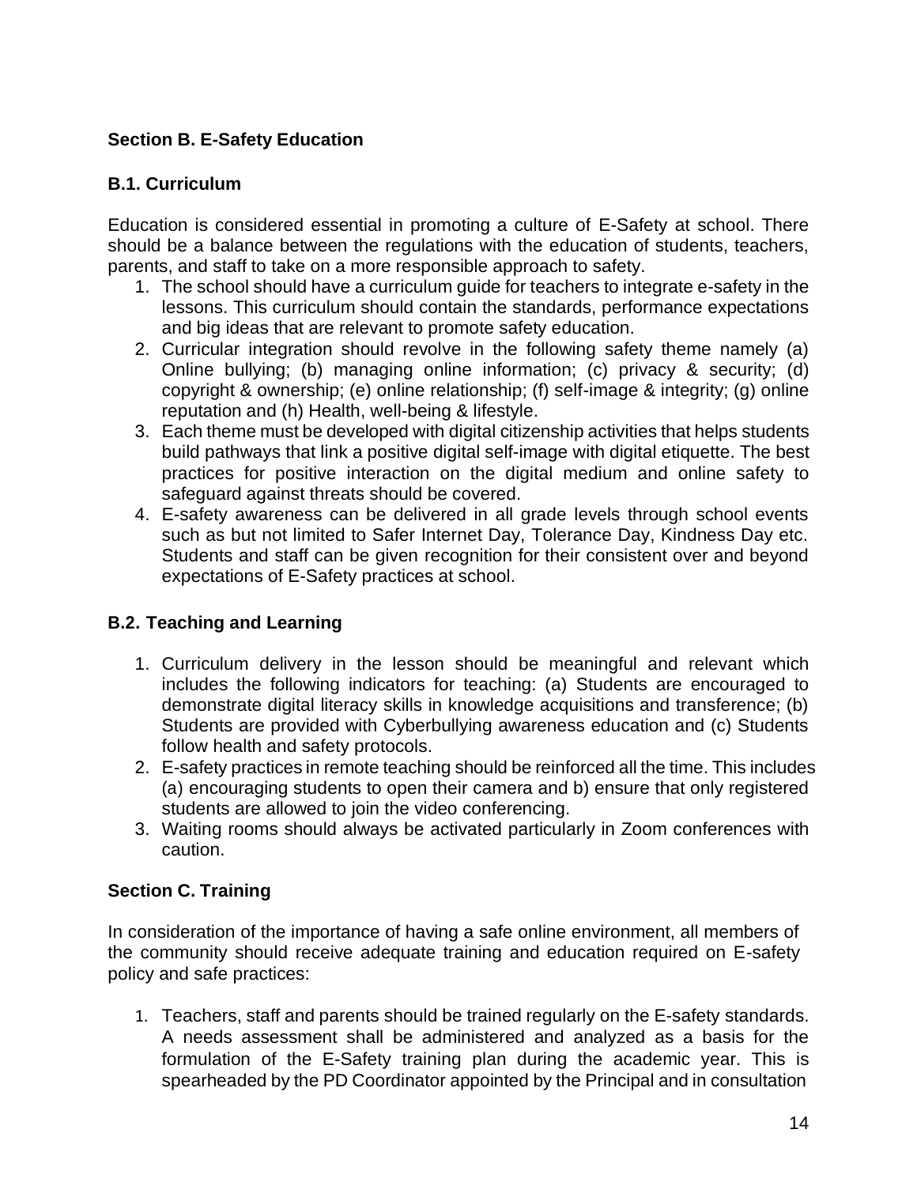## Section B. E-Safety Education

### B.1. Curriculum

Education is considered essential in promoting a culture of E-Safety at school. There should be a balance between the regulations with the education of students, teachers, parents, and staff to take on a more responsible approach to safety.

1. The school should have a curriculum guide for teachers to integrate e-safety in the lessons. This curriculum should contain the standards, performance expectations and big ideas that are relevant to promote safety education.
2. Curricular integration should revolve in the following safety theme namely (a) Online bullying; (b) managing online information; (c) privacy & security; (d) copyright & ownership; (e) online relationship; (f) self-image & integrity; (g) online reputation and (h) Health, well-being & lifestyle.
3. Each theme must be developed with digital citizenship activities that helps students build pathways that link a positive digital self-image with digital etiquette. The best practices for positive interaction on the digital medium and online safety to safeguard against threats should be covered.
4. E-safety awareness can be delivered in all grade levels through school events such as but not limited to Safer Internet Day, Tolerance Day, Kindness Day etc. Students and staff can be given recognition for their consistent over and beyond expectations of E-Safety practices at school.

### B.2. Teaching and Learning

1. Curriculum delivery in the lesson should be meaningful and relevant which includes the following indicators for teaching: (a) Students are encouraged to demonstrate digital literacy skills in knowledge acquisitions and transference; (b) Students are provided with Cyberbullying awareness education and (c) Students follow health and safety protocols.
2. E-safety practices in remote teaching should be reinforced all the time. This includes (a) encouraging students to open their camera and b) ensure that only registered students are allowed to join the video conferencing.
3. Waiting rooms should always be activated particularly in Zoom conferences with caution.

## Section C. Training

In consideration of the importance of having a safe online environment, all members of the community should receive adequate training and education required on E-safety policy and safe practices:

1. Teachers, staff and parents should be trained regularly on the E-safety standards. A needs assessment shall be administered and analyzed as a basis for the formulation of the E-Safety training plan during the academic year. This is spearheaded by the PD Coordinator appointed by the Principal and in consultation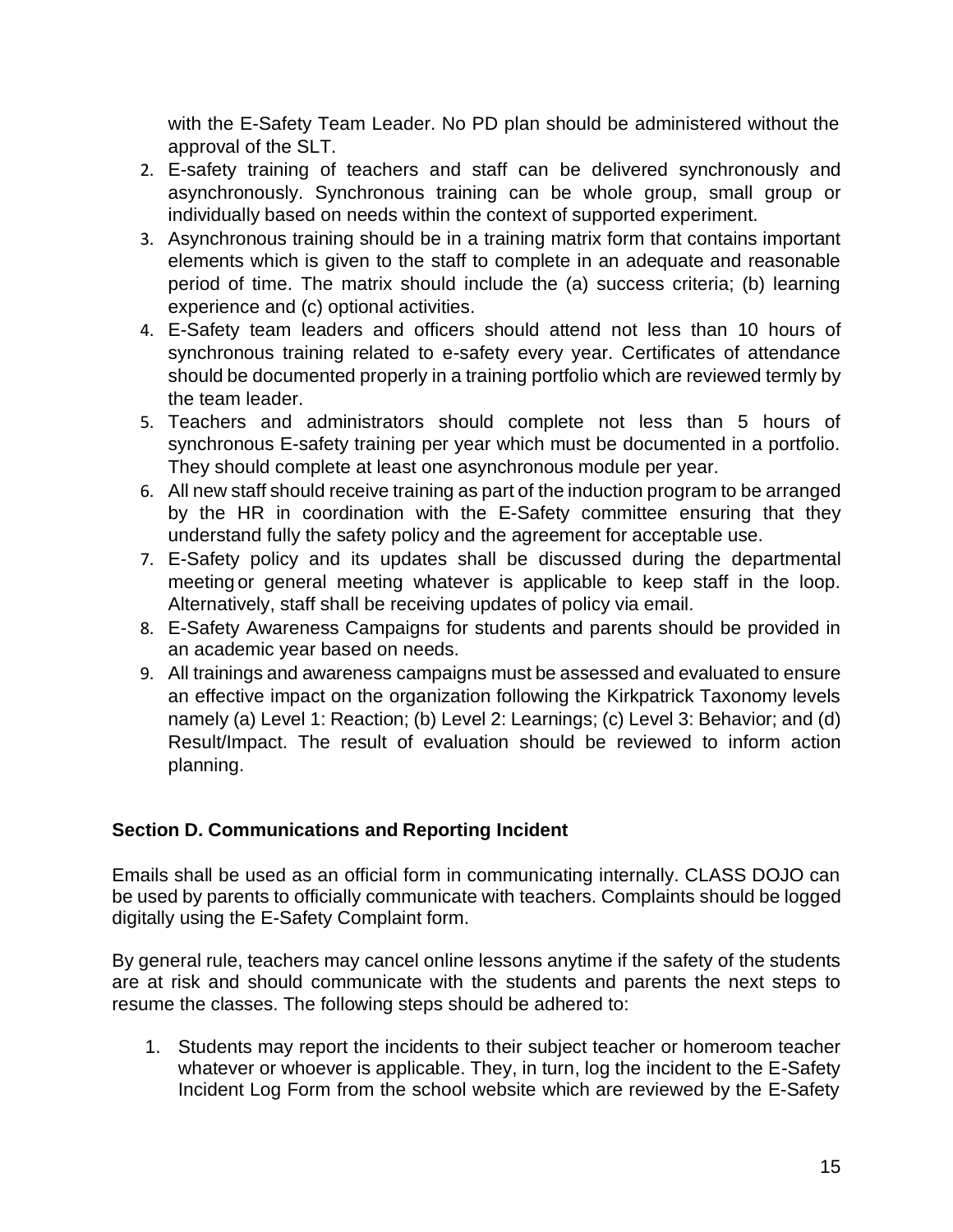with the E-Safety Team Leader. No PD plan should be administered without the approval of the SLT.

2. E-safety training of teachers and staff can be delivered synchronously and asynchronously. Synchronous training can be whole group, small group or individually based on needs within the context of supported experiment.
3. Asynchronous training should be in a training matrix form that contains important elements which is given to the staff to complete in an adequate and reasonable period of time. The matrix should include the (a) success criteria; (b) learning experience and (c) optional activities.
4. E-Safety team leaders and officers should attend not less than 10 hours of synchronous training related to e-safety every year. Certificates of attendance should be documented properly in a training portfolio which are reviewed termly by the team leader.
5. Teachers and administrators should complete not less than 5 hours of synchronous E-safety training per year which must be documented in a portfolio. They should complete at least one asynchronous module per year.
6. All new staff should receive training as part of the induction program to be arranged by the HR in coordination with the E-Safety committee ensuring that they understand fully the safety policy and the agreement for acceptable use.
7. E-Safety policy and its updates shall be discussed during the departmental meeting or general meeting whatever is applicable to keep staff in the loop. Alternatively, staff shall be receiving updates of policy via email.
8. E-Safety Awareness Campaigns for students and parents should be provided in an academic year based on needs.
9. All trainings and awareness campaigns must be assessed and evaluated to ensure an effective impact on the organization following the Kirkpatrick Taxonomy levels namely (a) Level 1: Reaction; (b) Level 2: Learnings; (c) Level 3: Behavior; and (d) Result/Impact. The result of evaluation should be reviewed to inform action planning.

**Section D. Communications and Reporting Incident**

Emails shall be used as an official form in communicating internally. CLASS DOJO can be used by parents to officially communicate with teachers. Complaints should be logged digitally using the E-Safety Complaint form.

By general rule, teachers may cancel online lessons anytime if the safety of the students are at risk and should communicate with the students and parents the next steps to resume the classes. The following steps should be adhered to:

1. Students may report the incidents to their subject teacher or homeroom teacher whatever or whoever is applicable. They, in turn, log the incident to the E-Safety Incident Log Form from the school website which are reviewed by the E-Safety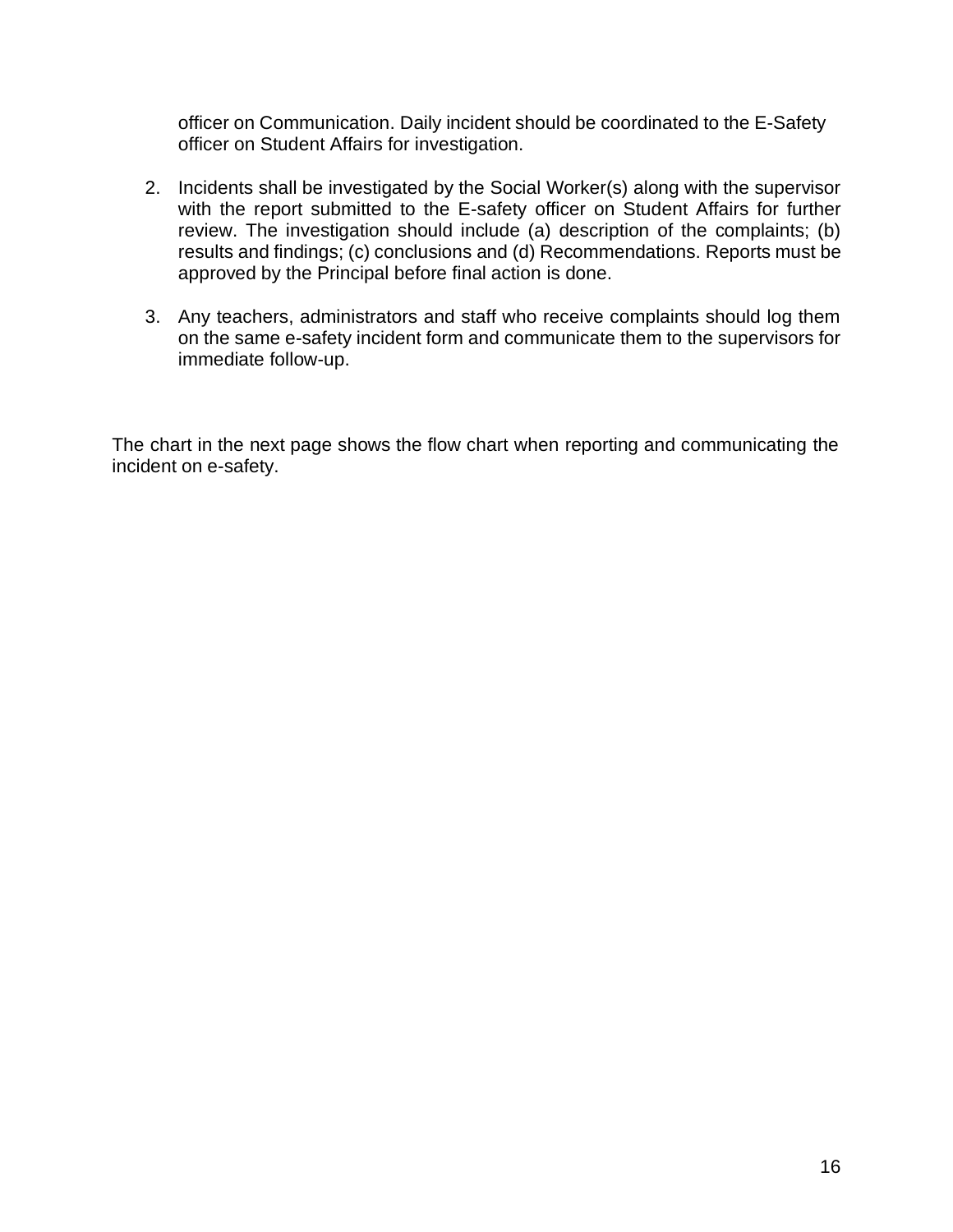officer on Communication. Daily incident should be coordinated to the E-Safety officer on Student Affairs for investigation.

2. Incidents shall be investigated by the Social Worker(s) along with the supervisor with the report submitted to the E-safety officer on Student Affairs for further review. The investigation should include (a) description of the complaints; (b) results and findings; (c) conclusions and (d) Recommendations. Reports must be approved by the Principal before final action is done.

3. Any teachers, administrators and staff who receive complaints should log them on the same e-safety incident form and communicate them to the supervisors for immediate follow-up.

The chart in the next page shows the flow chart when reporting and communicating the incident on e-safety.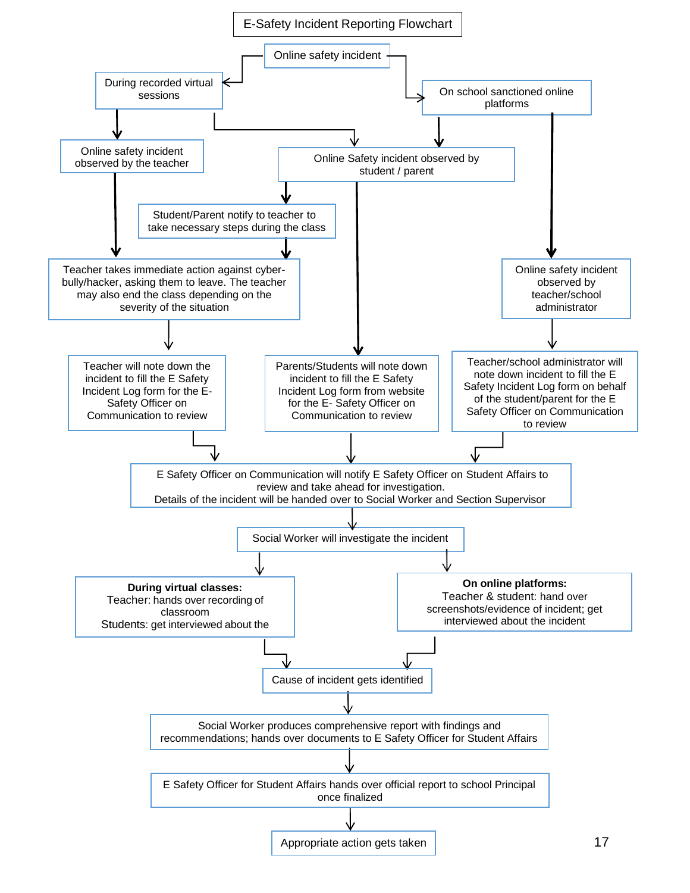## E-Safety Incident Reporting Flowchart

Online safety incident

- During recorded virtual sessions
- On school sanctioned online platforms

**During recorded virtual sessions:**

- Online safety incident observed by the teacher
  - Teacher takes immediate action against cyber-bully/hacker, asking them to leave. The teacher may also end the class depending on the severity of the situation
  - Teacher will note down the incident to fill the E Safety Incident Log form for the E-Safety Officer on Communication to review

**During recorded virtual sessions / On school sanctioned online platforms:**

- Online Safety incident observed by student / parent
  - Student/Parent notify to teacher to take necessary steps during the class
    - Teacher takes immediate action against cyber-bully/hacker, asking them to leave. The teacher may also end the class depending on the severity of the situation
  - Parents/Students will note down incident to fill the E Safety Incident Log form from website for the E- Safety Officer on Communication to review

**On school sanctioned online platforms:**

- Online safety incident observed by teacher/school administrator
  - Teacher/school administrator will note down incident to fill the E Safety Incident Log form on behalf of the student/parent for the E Safety Officer on Communication to review

**All paths:**

1. E Safety Officer on Communication will notify E Safety Officer on Student Affairs to review and take ahead for investigation. Details of the incident will be handed over to Social Worker and Section Supervisor
2. Social Worker will investigate the incident
   - **During virtual classes:** Teacher: hands over recording of classroom Students: get interviewed about the
   - **On online platforms:** Teacher & student: hand over screenshots/evidence of incident; get interviewed about the incident
3. Cause of incident gets identified
4. Social Worker produces comprehensive report with findings and recommendations; hands over documents to E Safety Officer for Student Affairs
5. E Safety Officer for Student Affairs hands over official report to school Principal once finalized
6. Appropriate action gets taken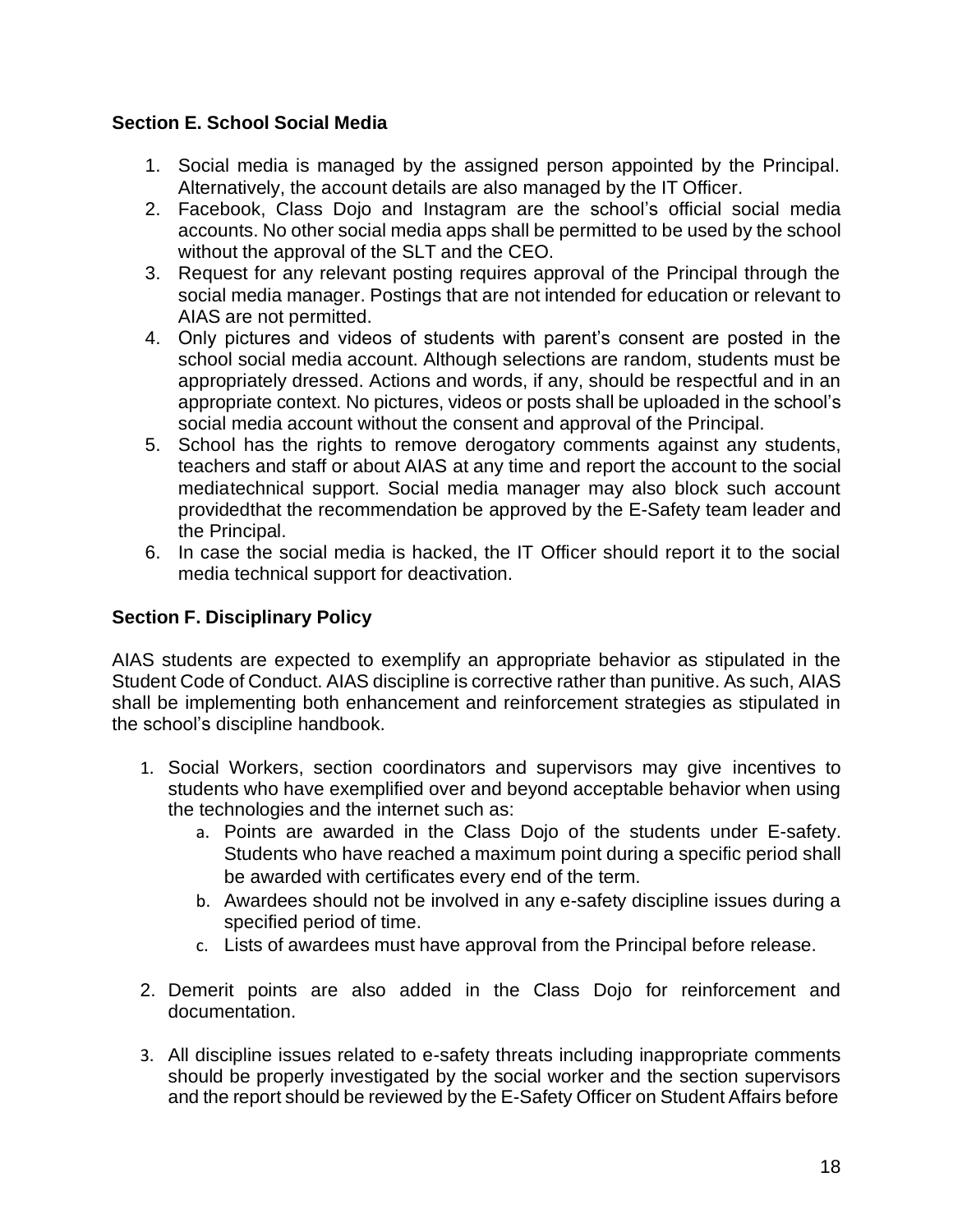### Section E. School Social Media

1. Social media is managed by the assigned person appointed by the Principal. Alternatively, the account details are also managed by the IT Officer.
2. Facebook, Class Dojo and Instagram are the school's official social media accounts. No other social media apps shall be permitted to be used by the school without the approval of the SLT and the CEO.
3. Request for any relevant posting requires approval of the Principal through the social media manager. Postings that are not intended for education or relevant to AIAS are not permitted.
4. Only pictures and videos of students with parent's consent are posted in the school social media account. Although selections are random, students must be appropriately dressed. Actions and words, if any, should be respectful and in an appropriate context. No pictures, videos or posts shall be uploaded in the school's social media account without the consent and approval of the Principal.
5. School has the rights to remove derogatory comments against any students, teachers and staff or about AIAS at any time and report the account to the social mediatechnical support. Social media manager may also block such account providedthat the recommendation be approved by the E-Safety team leader and the Principal.
6. In case the social media is hacked, the IT Officer should report it to the social media technical support for deactivation.

### Section F. Disciplinary Policy

AIAS students are expected to exemplify an appropriate behavior as stipulated in the Student Code of Conduct. AIAS discipline is corrective rather than punitive. As such, AIAS shall be implementing both enhancement and reinforcement strategies as stipulated in the school's discipline handbook.

1. Social Workers, section coordinators and supervisors may give incentives to students who have exemplified over and beyond acceptable behavior when using the technologies and the internet such as:
   a. Points are awarded in the Class Dojo of the students under E-safety. Students who have reached a maximum point during a specific period shall be awarded with certificates every end of the term.
   b. Awardees should not be involved in any e-safety discipline issues during a specified period of time.
   c. Lists of awardees must have approval from the Principal before release.

2. Demerit points are also added in the Class Dojo for reinforcement and documentation.

3. All discipline issues related to e-safety threats including inappropriate comments should be properly investigated by the social worker and the section supervisors and the report should be reviewed by the E-Safety Officer on Student Affairs before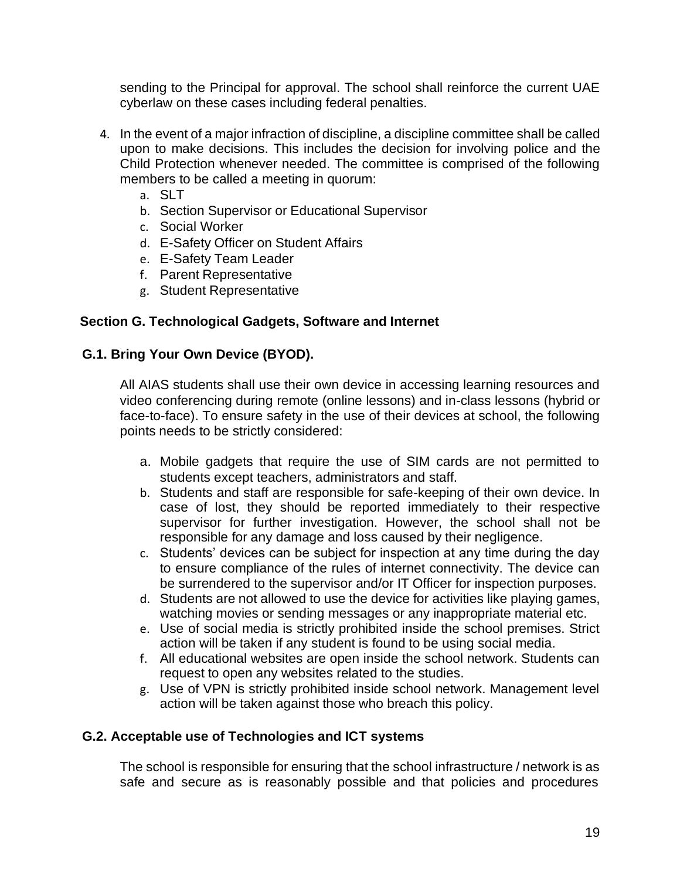sending to the Principal for approval. The school shall reinforce the current UAE cyberlaw on these cases including federal penalties.

4. In the event of a major infraction of discipline, a discipline committee shall be called upon to make decisions. This includes the decision for involving police and the Child Protection whenever needed. The committee is comprised of the following members to be called a meeting in quorum:
   a. SLT
   b. Section Supervisor or Educational Supervisor
   c. Social Worker
   d. E-Safety Officer on Student Affairs
   e. E-Safety Team Leader
   f. Parent Representative
   g. Student Representative

## Section G. Technological Gadgets, Software and Internet

### G.1. Bring Your Own Device (BYOD).

All AIAS students shall use their own device in accessing learning resources and video conferencing during remote (online lessons) and in-class lessons (hybrid or face-to-face). To ensure safety in the use of their devices at school, the following points needs to be strictly considered:

a. Mobile gadgets that require the use of SIM cards are not permitted to students except teachers, administrators and staff.
b. Students and staff are responsible for safe-keeping of their own device. In case of lost, they should be reported immediately to their respective supervisor for further investigation. However, the school shall not be responsible for any damage and loss caused by their negligence.
c. Students' devices can be subject for inspection at any time during the day to ensure compliance of the rules of internet connectivity. The device can be surrendered to the supervisor and/or IT Officer for inspection purposes.
d. Students are not allowed to use the device for activities like playing games, watching movies or sending messages or any inappropriate material etc.
e. Use of social media is strictly prohibited inside the school premises. Strict action will be taken if any student is found to be using social media.
f. All educational websites are open inside the school network. Students can request to open any websites related to the studies.
g. Use of VPN is strictly prohibited inside school network. Management level action will be taken against those who breach this policy.

### G.2. Acceptable use of Technologies and ICT systems

The school is responsible for ensuring that the school infrastructure / network is as safe and secure as is reasonably possible and that policies and procedures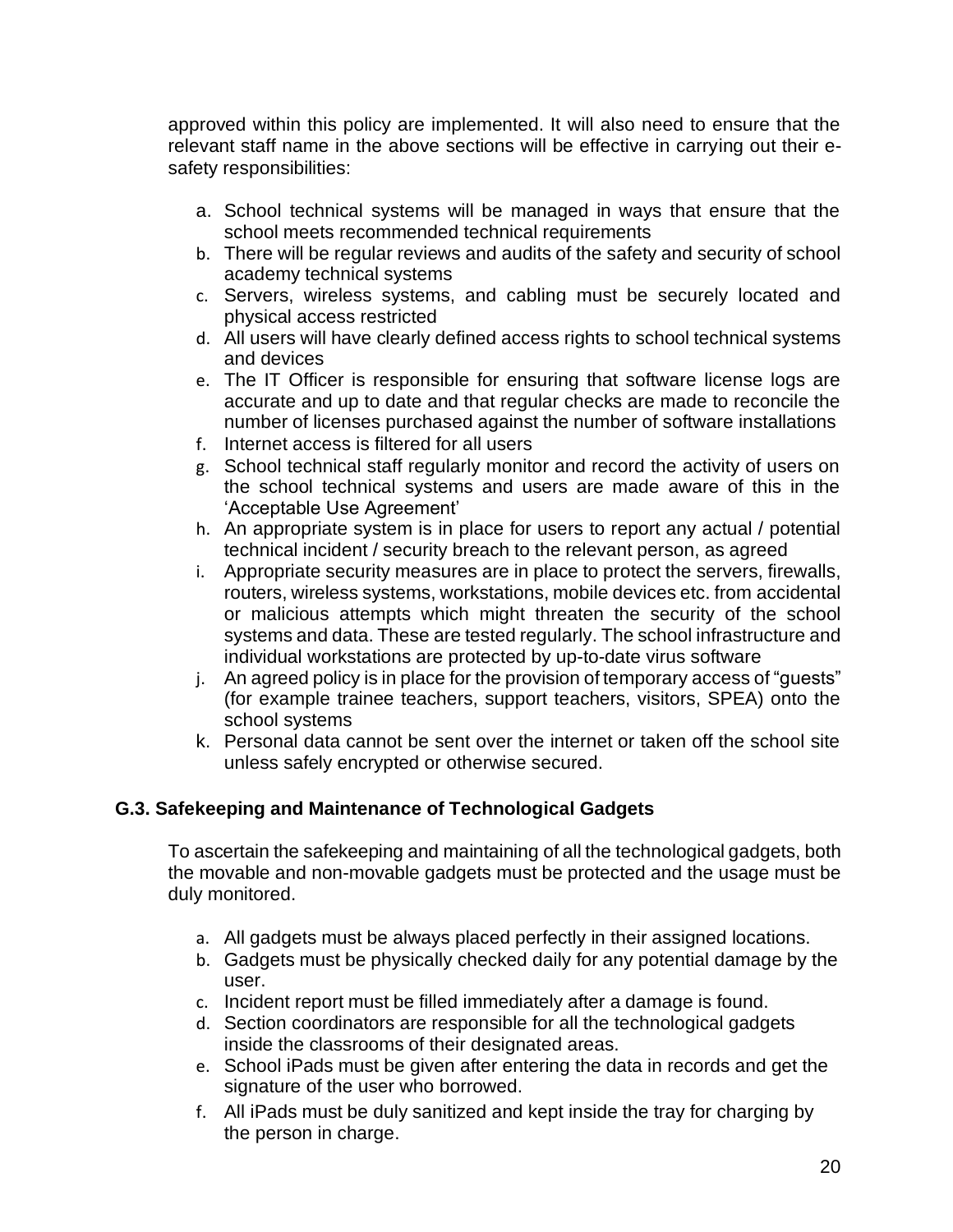approved within this policy are implemented. It will also need to ensure that the relevant staff name in the above sections will be effective in carrying out their e-safety responsibilities:

a. School technical systems will be managed in ways that ensure that the school meets recommended technical requirements
b. There will be regular reviews and audits of the safety and security of school academy technical systems
c. Servers, wireless systems, and cabling must be securely located and physical access restricted
d. All users will have clearly defined access rights to school technical systems and devices
e. The IT Officer is responsible for ensuring that software license logs are accurate and up to date and that regular checks are made to reconcile the number of licenses purchased against the number of software installations
f. Internet access is filtered for all users
g. School technical staff regularly monitor and record the activity of users on the school technical systems and users are made aware of this in the 'Acceptable Use Agreement'
h. An appropriate system is in place for users to report any actual / potential technical incident / security breach to the relevant person, as agreed
i. Appropriate security measures are in place to protect the servers, firewalls, routers, wireless systems, workstations, mobile devices etc. from accidental or malicious attempts which might threaten the security of the school systems and data. These are tested regularly. The school infrastructure and individual workstations are protected by up-to-date virus software
j. An agreed policy is in place for the provision of temporary access of "guests" (for example trainee teachers, support teachers, visitors, SPEA) onto the school systems
k. Personal data cannot be sent over the internet or taken off the school site unless safely encrypted or otherwise secured.

### G.3. Safekeeping and Maintenance of Technological Gadgets

To ascertain the safekeeping and maintaining of all the technological gadgets, both the movable and non-movable gadgets must be protected and the usage must be duly monitored.

a. All gadgets must be always placed perfectly in their assigned locations.
b. Gadgets must be physically checked daily for any potential damage by the user.
c. Incident report must be filled immediately after a damage is found.
d. Section coordinators are responsible for all the technological gadgets inside the classrooms of their designated areas.
e. School iPads must be given after entering the data in records and get the signature of the user who borrowed.
f. All iPads must be duly sanitized and kept inside the tray for charging by the person in charge.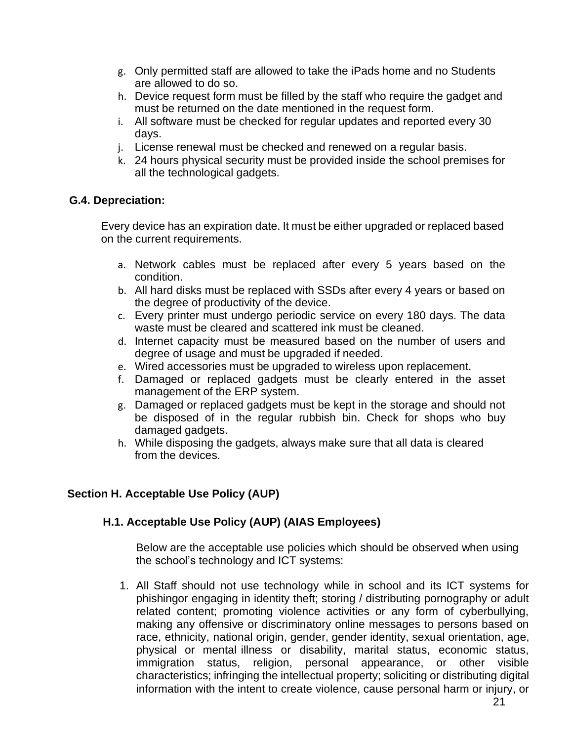g. Only permitted staff are allowed to take the iPads home and no Students are allowed to do so.
h. Device request form must be filled by the staff who require the gadget and must be returned on the date mentioned in the request form.
i. All software must be checked for regular updates and reported every 30 days.
j. License renewal must be checked and renewed on a regular basis.
k. 24 hours physical security must be provided inside the school premises for all the technological gadgets.

### G.4. Depreciation:

Every device has an expiration date. It must be either upgraded or replaced based on the current requirements.

a. Network cables must be replaced after every 5 years based on the condition.
b. All hard disks must be replaced with SSDs after every 4 years or based on the degree of productivity of the device.
c. Every printer must undergo periodic service on every 180 days. The data waste must be cleared and scattered ink must be cleaned.
d. Internet capacity must be measured based on the number of users and degree of usage and must be upgraded if needed.
e. Wired accessories must be upgraded to wireless upon replacement.
f. Damaged or replaced gadgets must be clearly entered in the asset management of the ERP system.
g. Damaged or replaced gadgets must be kept in the storage and should not be disposed of in the regular rubbish bin. Check for shops who buy damaged gadgets.
h. While disposing the gadgets, always make sure that all data is cleared from the devices.

## Section H. Acceptable Use Policy (AUP)

### H.1. Acceptable Use Policy (AUP) (AIAS Employees)

Below are the acceptable use policies which should be observed when using the school's technology and ICT systems:

1. All Staff should not use technology while in school and its ICT systems for phishingor engaging in identity theft; storing / distributing pornography or adult related content; promoting violence activities or any form of cyberbullying, making any offensive or discriminatory online messages to persons based on race, ethnicity, national origin, gender, gender identity, sexual orientation, age, physical or mental illness or disability, marital status, economic status, immigration status, religion, personal appearance, or other visible characteristics; infringing the intellectual property; soliciting or distributing digital information with the intent to create violence, cause personal harm or injury, or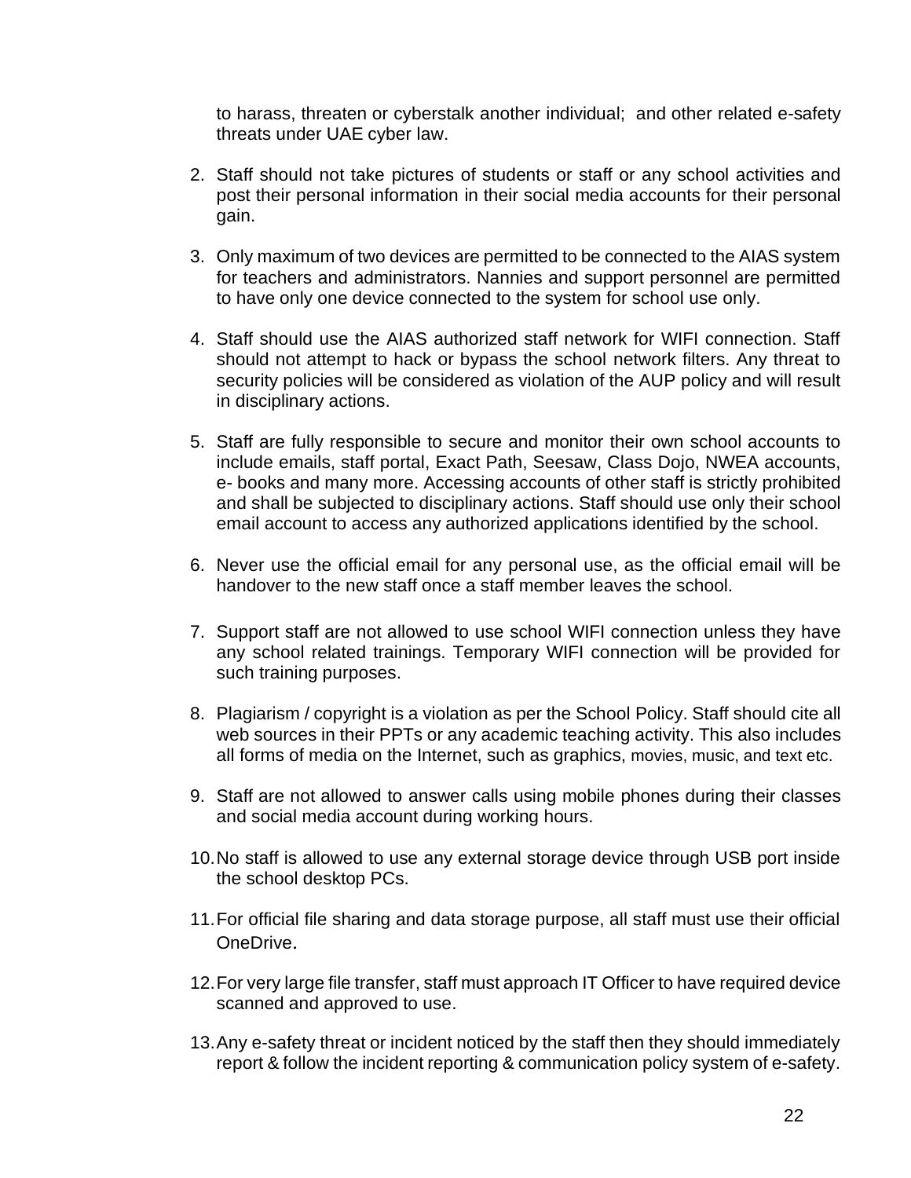to harass, threaten or cyberstalk another individual;  and other related e-safety threats under UAE cyber law.

2. Staff should not take pictures of students or staff or any school activities and post their personal information in their social media accounts for their personal gain.

3. Only maximum of two devices are permitted to be connected to the AIAS system for teachers and administrators. Nannies and support personnel are permitted to have only one device connected to the system for school use only.

4. Staff should use the AIAS authorized staff network for WIFI connection. Staff should not attempt to hack or bypass the school network filters. Any threat to security policies will be considered as violation of the AUP policy and will result in disciplinary actions.

5. Staff are fully responsible to secure and monitor their own school accounts to include emails, staff portal, Exact Path, Seesaw, Class Dojo, NWEA accounts, e- books and many more. Accessing accounts of other staff is strictly prohibited and shall be subjected to disciplinary actions. Staff should use only their school email account to access any authorized applications identified by the school.

6. Never use the official email for any personal use, as the official email will be handover to the new staff once a staff member leaves the school.

7. Support staff are not allowed to use school WIFI connection unless they have any school related trainings. Temporary WIFI connection will be provided for such training purposes.

8. Plagiarism / copyright is a violation as per the School Policy. Staff should cite all web sources in their PPTs or any academic teaching activity. This also includes all forms of media on the Internet, such as graphics, movies, music, and text etc.

9. Staff are not allowed to answer calls using mobile phones during their classes and social media account during working hours.

10. No staff is allowed to use any external storage device through USB port inside the school desktop PCs.

11. For official file sharing and data storage purpose, all staff must use their official OneDrive.

12. For very large file transfer, staff must approach IT Officer to have required device scanned and approved to use.

13. Any e-safety threat or incident noticed by the staff then they should immediately report & follow the incident reporting & communication policy system of e-safety.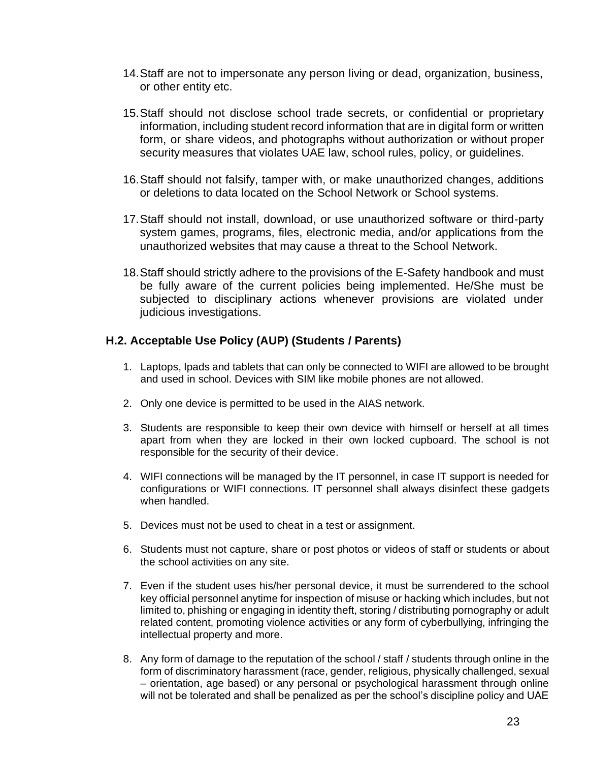14. Staff are not to impersonate any person living or dead, organization, business, or other entity etc.

15. Staff should not disclose school trade secrets, or confidential or proprietary information, including student record information that are in digital form or written form, or share videos, and photographs without authorization or without proper security measures that violates UAE law, school rules, policy, or guidelines.

16. Staff should not falsify, tamper with, or make unauthorized changes, additions or deletions to data located on the School Network or School systems.

17. Staff should not install, download, or use unauthorized software or third-party system games, programs, files, electronic media, and/or applications from the unauthorized websites that may cause a threat to the School Network.

18. Staff should strictly adhere to the provisions of the E-Safety handbook and must be fully aware of the current policies being implemented. He/She must be subjected to disciplinary actions whenever provisions are violated under judicious investigations.

### H.2. Acceptable Use Policy (AUP) (Students / Parents)

1. Laptops, Ipads and tablets that can only be connected to WIFI are allowed to be brought and used in school. Devices with SIM like mobile phones are not allowed.

2. Only one device is permitted to be used in the AIAS network.

3. Students are responsible to keep their own device with himself or herself at all times apart from when they are locked in their own locked cupboard. The school is not responsible for the security of their device.

4. WIFI connections will be managed by the IT personnel, in case IT support is needed for configurations or WIFI connections. IT personnel shall always disinfect these gadgets when handled.

5. Devices must not be used to cheat in a test or assignment.

6. Students must not capture, share or post photos or videos of staff or students or about the school activities on any site.

7. Even if the student uses his/her personal device, it must be surrendered to the school key official personnel anytime for inspection of misuse or hacking which includes, but not limited to, phishing or engaging in identity theft, storing / distributing pornography or adult related content, promoting violence activities or any form of cyberbullying, infringing the intellectual property and more.

8. Any form of damage to the reputation of the school / staff / students through online in the form of discriminatory harassment (race, gender, religious, physically challenged, sexual – orientation, age based) or any personal or psychological harassment through online will not be tolerated and shall be penalized as per the school's discipline policy and UAE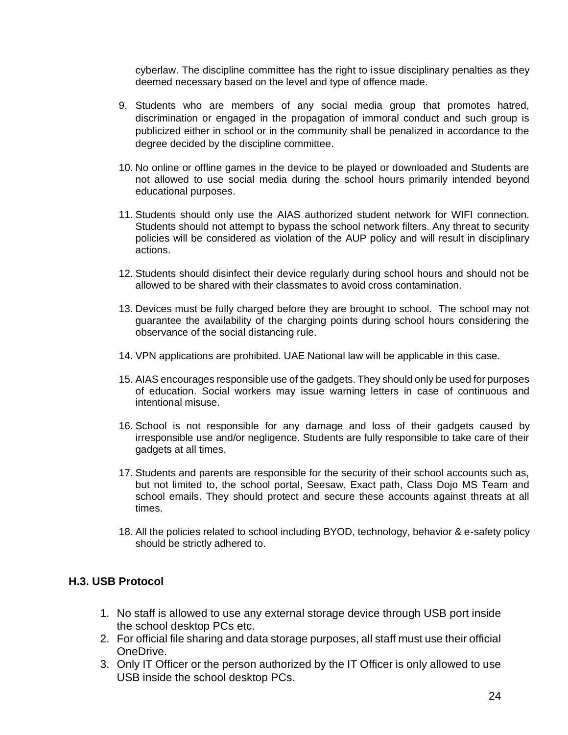cyberlaw. The discipline committee has the right to issue disciplinary penalties as they deemed necessary based on the level and type of offence made.

9. Students who are members of any social media group that promotes hatred, discrimination or engaged in the propagation of immoral conduct and such group is publicized either in school or in the community shall be penalized in accordance to the degree decided by the discipline committee.

10. No online or offline games in the device to be played or downloaded and Students are not allowed to use social media during the school hours primarily intended beyond educational purposes.

11. Students should only use the AIAS authorized student network for WIFI connection. Students should not attempt to bypass the school network filters. Any threat to security policies will be considered as violation of the AUP policy and will result in disciplinary actions.

12. Students should disinfect their device regularly during school hours and should not be allowed to be shared with their classmates to avoid cross contamination.

13. Devices must be fully charged before they are brought to school. The school may not guarantee the availability of the charging points during school hours considering the observance of the social distancing rule.

14. VPN applications are prohibited. UAE National law will be applicable in this case.

15. AIAS encourages responsible use of the gadgets. They should only be used for purposes of education. Social workers may issue warning letters in case of continuous and intentional misuse.

16. School is not responsible for any damage and loss of their gadgets caused by irresponsible use and/or negligence. Students are fully responsible to take care of their gadgets at all times.

17. Students and parents are responsible for the security of their school accounts such as, but not limited to, the school portal, Seesaw, Exact path, Class Dojo MS Team and school emails. They should protect and secure these accounts against threats at all times.

18. All the policies related to school including BYOD, technology, behavior & e-safety policy should be strictly adhered to.

### H.3. USB Protocol

1. No staff is allowed to use any external storage device through USB port inside the school desktop PCs etc.
2. For official file sharing and data storage purposes, all staff must use their official OneDrive.
3. Only IT Officer or the person authorized by the IT Officer is only allowed to use USB inside the school desktop PCs.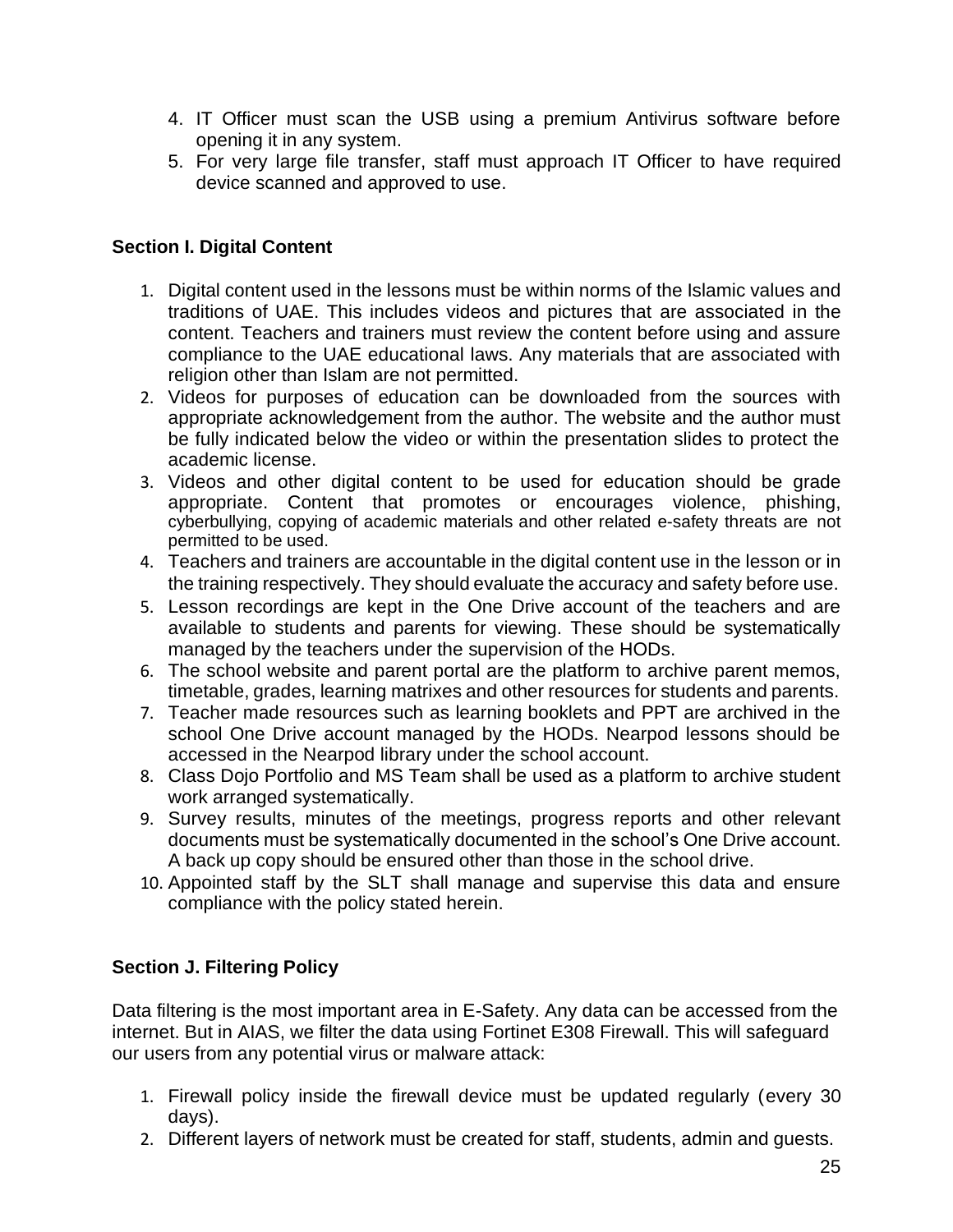4. IT Officer must scan the USB using a premium Antivirus software before opening it in any system.
5. For very large file transfer, staff must approach IT Officer to have required device scanned and approved to use.

### Section I. Digital Content

1. Digital content used in the lessons must be within norms of the Islamic values and traditions of UAE. This includes videos and pictures that are associated in the content. Teachers and trainers must review the content before using and assure compliance to the UAE educational laws. Any materials that are associated with religion other than Islam are not permitted.
2. Videos for purposes of education can be downloaded from the sources with appropriate acknowledgement from the author. The website and the author must be fully indicated below the video or within the presentation slides to protect the academic license.
3. Videos and other digital content to be used for education should be grade appropriate. Content that promotes or encourages violence, phishing, cyberbullying, copying of academic materials and other related e-safety threats are not permitted to be used.
4. Teachers and trainers are accountable in the digital content use in the lesson or in the training respectively. They should evaluate the accuracy and safety before use.
5. Lesson recordings are kept in the One Drive account of the teachers and are available to students and parents for viewing. These should be systematically managed by the teachers under the supervision of the HODs.
6. The school website and parent portal are the platform to archive parent memos, timetable, grades, learning matrixes and other resources for students and parents.
7. Teacher made resources such as learning booklets and PPT are archived in the school One Drive account managed by the HODs. Nearpod lessons should be accessed in the Nearpod library under the school account.
8. Class Dojo Portfolio and MS Team shall be used as a platform to archive student work arranged systematically.
9. Survey results, minutes of the meetings, progress reports and other relevant documents must be systematically documented in the school's One Drive account. A back up copy should be ensured other than those in the school drive.
10. Appointed staff by the SLT shall manage and supervise this data and ensure compliance with the policy stated herein.

### Section J. Filtering Policy

Data filtering is the most important area in E-Safety. Any data can be accessed from the internet. But in AIAS, we filter the data using Fortinet E308 Firewall. This will safeguard our users from any potential virus or malware attack:

1. Firewall policy inside the firewall device must be updated regularly (every 30 days).
2. Different layers of network must be created for staff, students, admin and guests.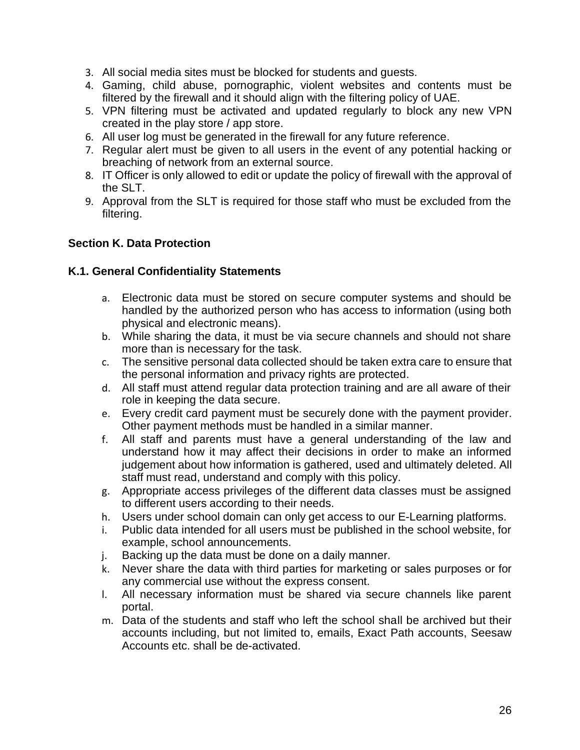3. All social media sites must be blocked for students and guests.
4. Gaming, child abuse, pornographic, violent websites and contents must be filtered by the firewall and it should align with the filtering policy of UAE.
5. VPN filtering must be activated and updated regularly to block any new VPN created in the play store / app store.
6. All user log must be generated in the firewall for any future reference.
7. Regular alert must be given to all users in the event of any potential hacking or breaching of network from an external source.
8. IT Officer is only allowed to edit or update the policy of firewall with the approval of the SLT.
9. Approval from the SLT is required for those staff who must be excluded from the filtering.

## Section K. Data Protection

### K.1. General Confidentiality Statements

a. Electronic data must be stored on secure computer systems and should be handled by the authorized person who has access to information (using both physical and electronic means).
b. While sharing the data, it must be via secure channels and should not share more than is necessary for the task.
c. The sensitive personal data collected should be taken extra care to ensure that the personal information and privacy rights are protected.
d. All staff must attend regular data protection training and are all aware of their role in keeping the data secure.
e. Every credit card payment must be securely done with the payment provider. Other payment methods must be handled in a similar manner.
f. All staff and parents must have a general understanding of the law and understand how it may affect their decisions in order to make an informed judgement about how information is gathered, used and ultimately deleted. All staff must read, understand and comply with this policy.
g. Appropriate access privileges of the different data classes must be assigned to different users according to their needs.
h. Users under school domain can only get access to our E-Learning platforms.
i. Public data intended for all users must be published in the school website, for example, school announcements.
j. Backing up the data must be done on a daily manner.
k. Never share the data with third parties for marketing or sales purposes or for any commercial use without the express consent.
l. All necessary information must be shared via secure channels like parent portal.
m. Data of the students and staff who left the school shall be archived but their accounts including, but not limited to, emails, Exact Path accounts, Seesaw Accounts etc. shall be de-activated.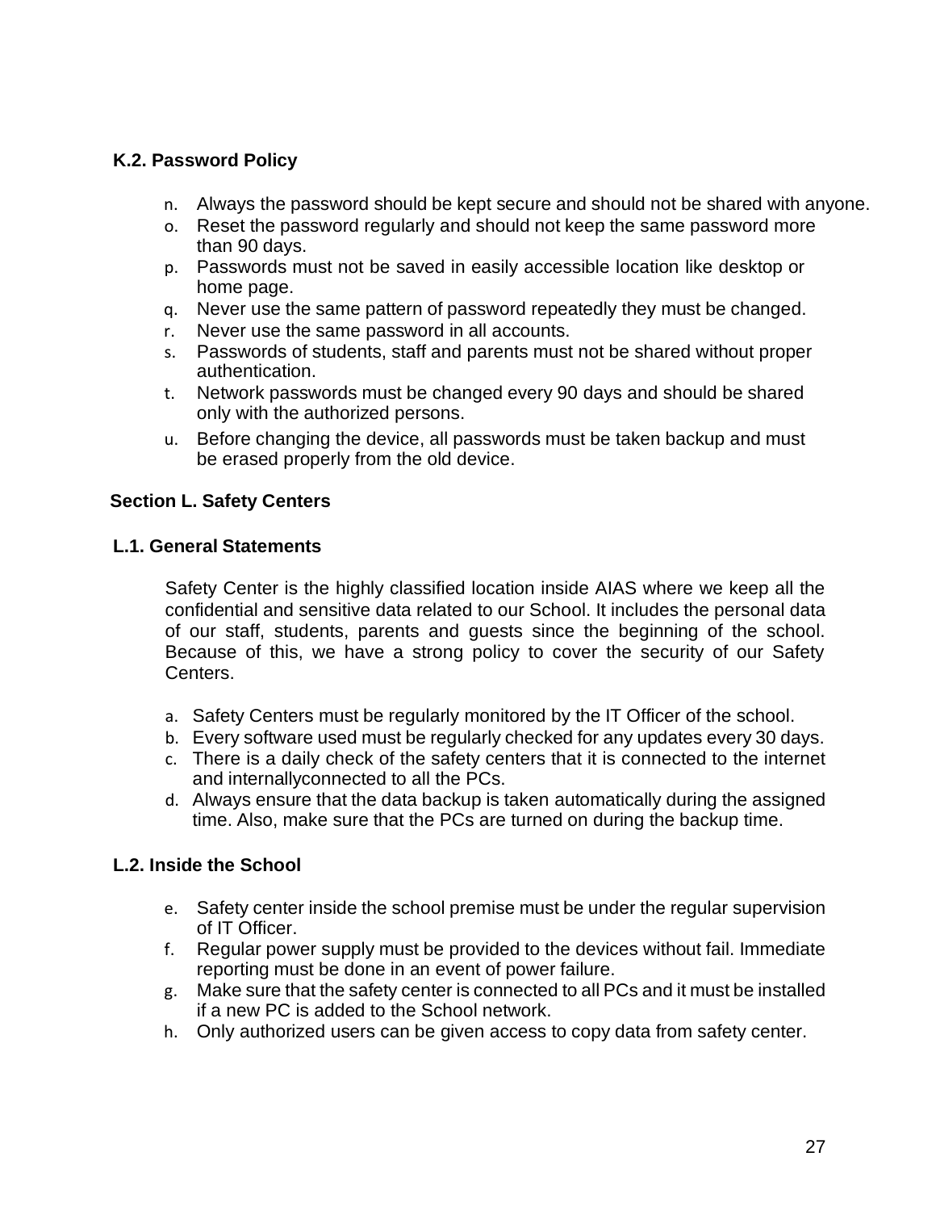### K.2. Password Policy

n. Always the password should be kept secure and should not be shared with anyone.
o. Reset the password regularly and should not keep the same password more than 90 days.
p. Passwords must not be saved in easily accessible location like desktop or home page.
q. Never use the same pattern of password repeatedly they must be changed.
r. Never use the same password in all accounts.
s. Passwords of students, staff and parents must not be shared without proper authentication.
t. Network passwords must be changed every 90 days and should be shared only with the authorized persons.
u. Before changing the device, all passwords must be taken backup and must be erased properly from the old device.

## Section L. Safety Centers

### L.1. General Statements

Safety Center is the highly classified location inside AIAS where we keep all the confidential and sensitive data related to our School. It includes the personal data of our staff, students, parents and guests since the beginning of the school. Because of this, we have a strong policy to cover the security of our Safety Centers.

a. Safety Centers must be regularly monitored by the IT Officer of the school.
b. Every software used must be regularly checked for any updates every 30 days.
c. There is a daily check of the safety centers that it is connected to the internet and internallyconnected to all the PCs.
d. Always ensure that the data backup is taken automatically during the assigned time. Also, make sure that the PCs are turned on during the backup time.

### L.2. Inside the School

e. Safety center inside the school premise must be under the regular supervision of IT Officer.
f. Regular power supply must be provided to the devices without fail. Immediate reporting must be done in an event of power failure.
g. Make sure that the safety center is connected to all PCs and it must be installed if a new PC is added to the School network.
h. Only authorized users can be given access to copy data from safety center.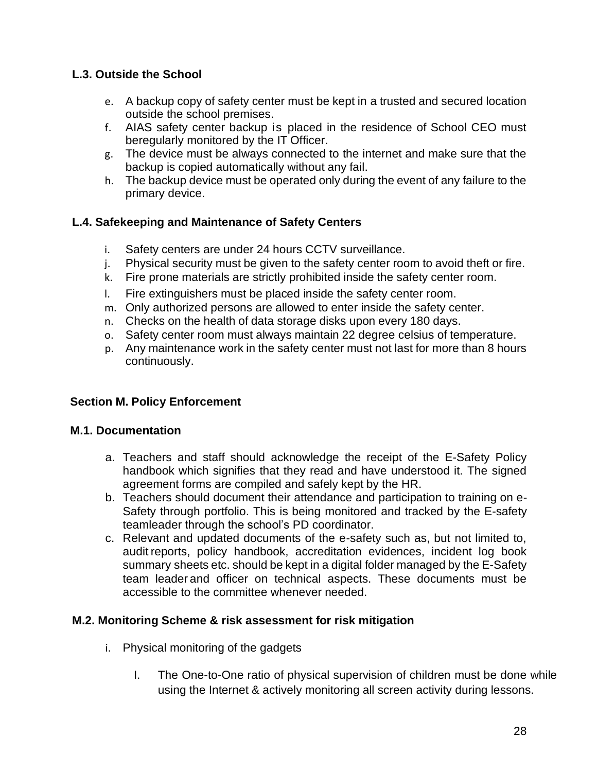### L.3. Outside the School

e. A backup copy of safety center must be kept in a trusted and secured location outside the school premises.
f. AIAS safety center backup is placed in the residence of School CEO must beregularly monitored by the IT Officer.
g. The device must be always connected to the internet and make sure that the backup is copied automatically without any fail.
h. The backup device must be operated only during the event of any failure to the primary device.

### L.4. Safekeeping and Maintenance of Safety Centers

i. Safety centers are under 24 hours CCTV surveillance.
j. Physical security must be given to the safety center room to avoid theft or fire.
k. Fire prone materials are strictly prohibited inside the safety center room.
l. Fire extinguishers must be placed inside the safety center room.
m. Only authorized persons are allowed to enter inside the safety center.
n. Checks on the health of data storage disks upon every 180 days.
o. Safety center room must always maintain 22 degree celsius of temperature.
p. Any maintenance work in the safety center must not last for more than 8 hours continuously.

## Section M. Policy Enforcement

### M.1. Documentation

a. Teachers and staff should acknowledge the receipt of the E-Safety Policy handbook which signifies that they read and have understood it. The signed agreement forms are compiled and safely kept by the HR.
b. Teachers should document their attendance and participation to training on e-Safety through portfolio. This is being monitored and tracked by the E-safety teamleader through the school's PD coordinator.
c. Relevant and updated documents of the e-safety such as, but not limited to, audit reports, policy handbook, accreditation evidences, incident log book summary sheets etc. should be kept in a digital folder managed by the E-Safety team leader and officer on technical aspects. These documents must be accessible to the committee whenever needed.

### M.2. Monitoring Scheme & risk assessment for risk mitigation

i. Physical monitoring of the gadgets

   I. The One-to-One ratio of physical supervision of children must be done while using the Internet & actively monitoring all screen activity during lessons.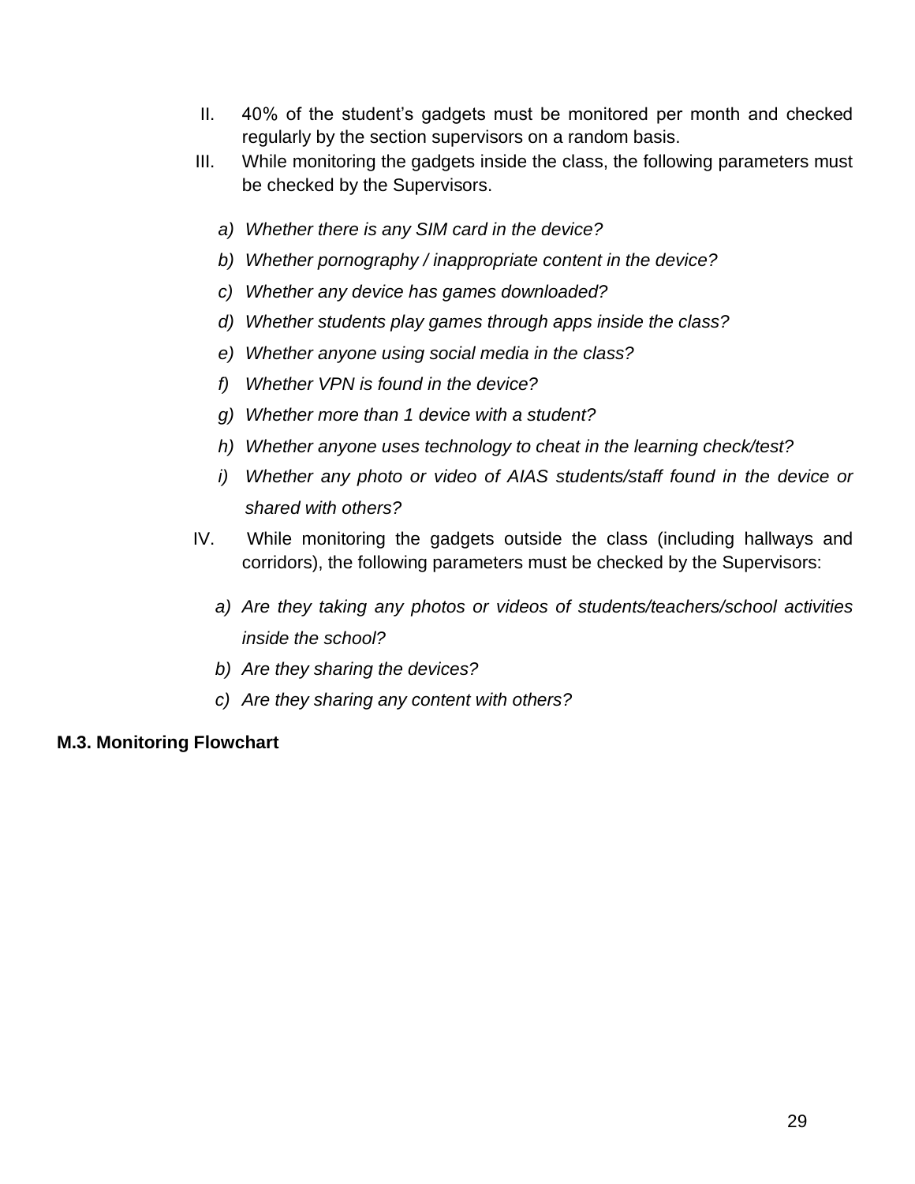II. 40% of the student's gadgets must be monitored per month and checked regularly by the section supervisors on a random basis.

III. While monitoring the gadgets inside the class, the following parameters must be checked by the Supervisors.

   a) *Whether there is any SIM card in the device?*
   b) *Whether pornography / inappropriate content in the device?*
   c) *Whether any device has games downloaded?*
   d) *Whether students play games through apps inside the class?*
   e) *Whether anyone using social media in the class?*
   f) *Whether VPN is found in the device?*
   g) *Whether more than 1 device with a student?*
   h) *Whether anyone uses technology to cheat in the learning check/test?*
   i) *Whether any photo or video of AIAS students/staff found in the device or shared with others?*

IV. While monitoring the gadgets outside the class (including hallways and corridors), the following parameters must be checked by the Supervisors:

   a) *Are they taking any photos or videos of students/teachers/school activities inside the school?*
   b) *Are they sharing the devices?*
   c) *Are they sharing any content with others?*

**M.3. Monitoring Flowchart**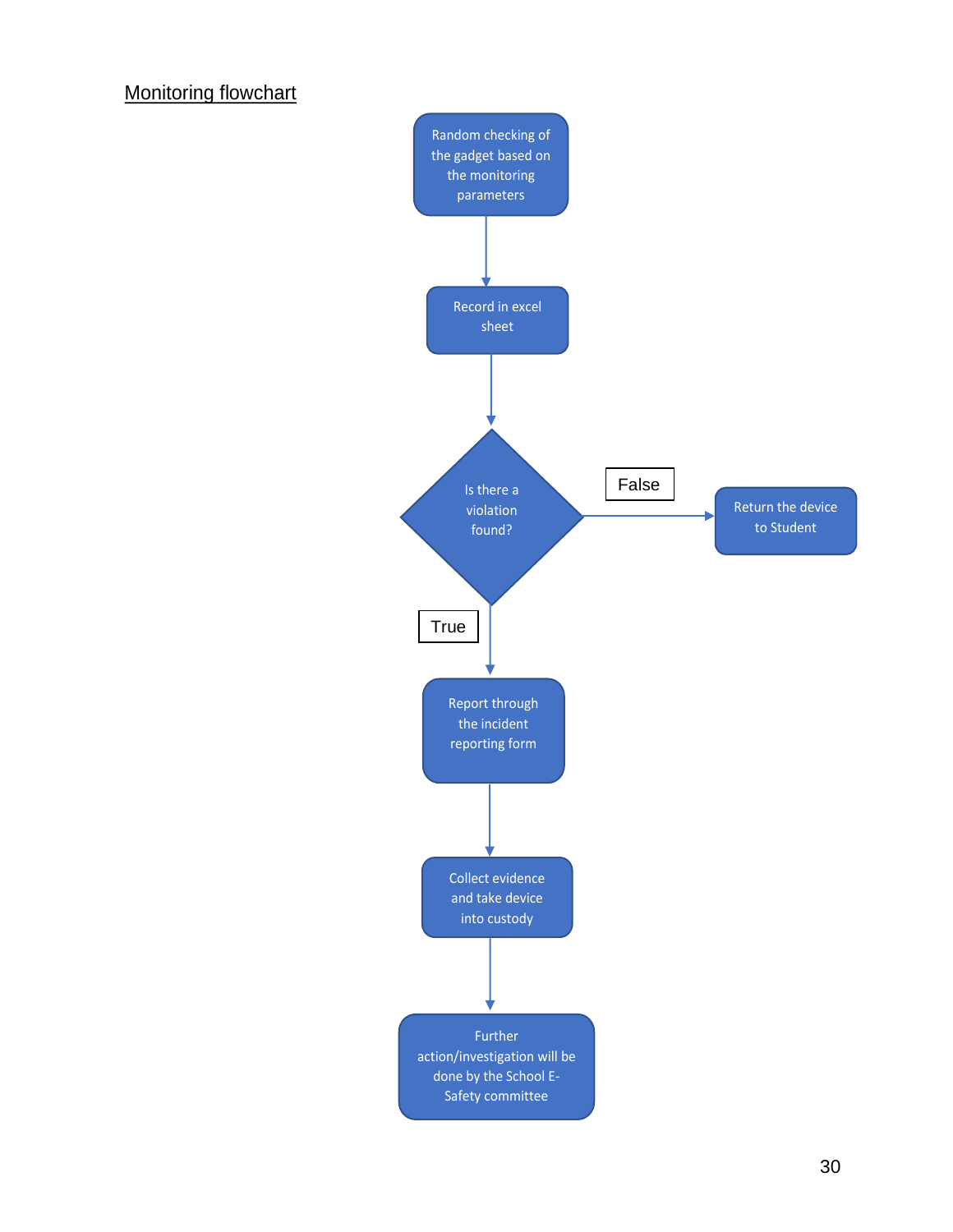Monitoring flowchart

Random checking of the gadget based on the monitoring parameters

Record in excel sheet

Is there a violation found?

False

Return the device to Student

True

Report through the incident reporting form

Collect evidence and take device into custody

Further action/investigation will be done by the School E-Safety committee